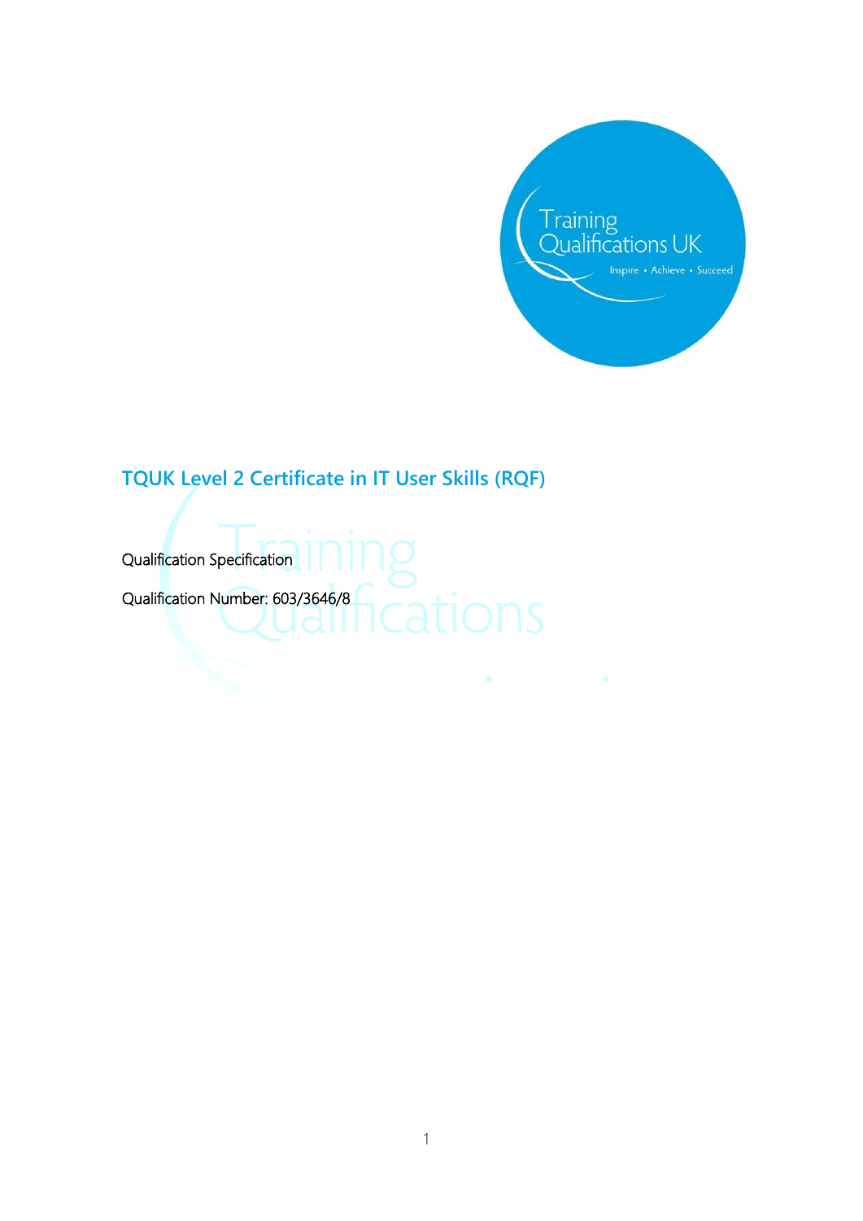# TQUK Level 2 Certificate in IT User Skills (RQF)

Qualification Specification

Qualification Number: 603/3646/8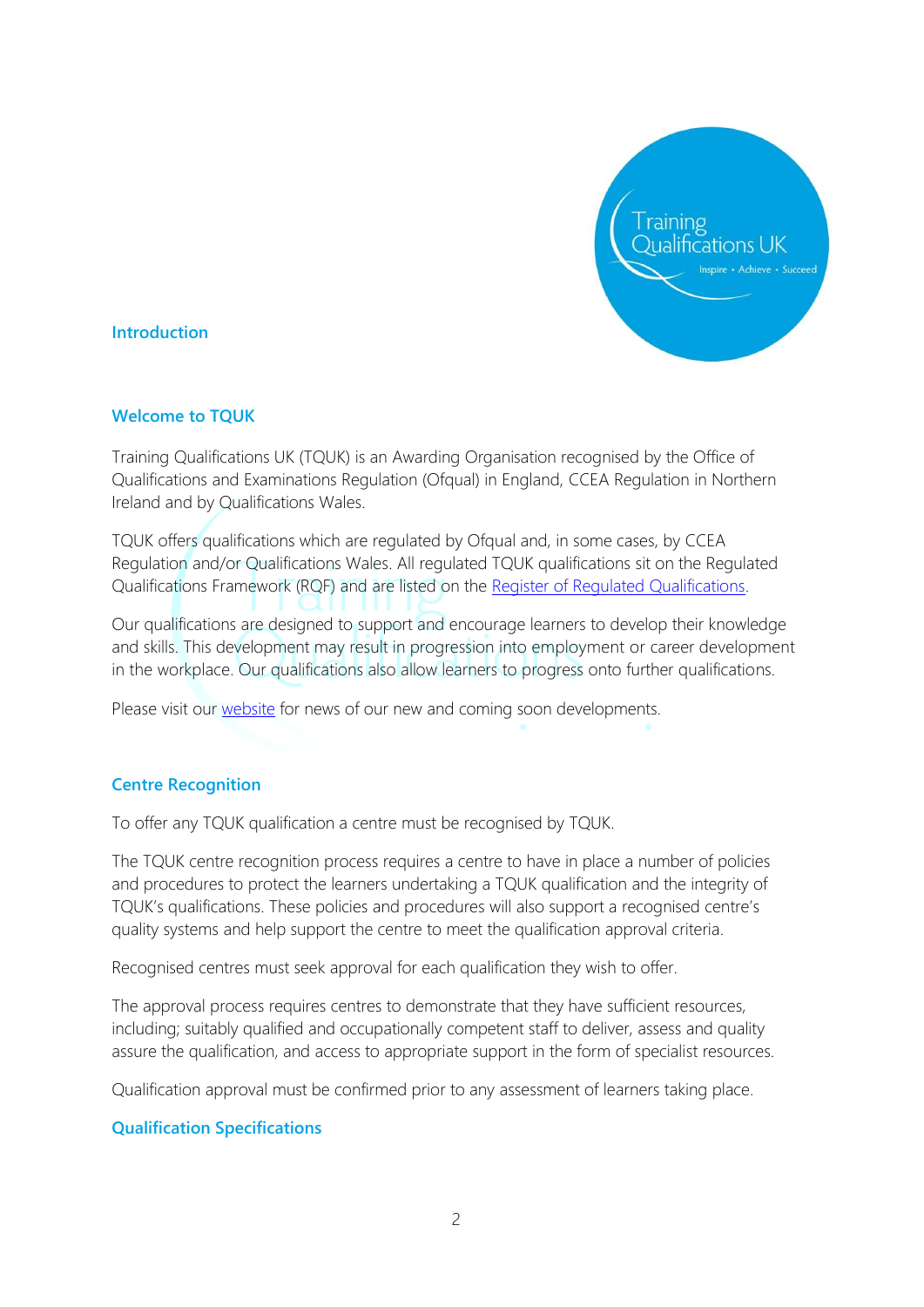## Introduction

### Welcome to TQUK

Training Qualifications UK (TQUK) is an Awarding Organisation recognised by the Office of Qualifications and Examinations Regulation (Ofqual) in England, CCEA Regulation in Northern Ireland and by Qualifications Wales.

TQUK offers qualifications which are regulated by Ofqual and, in some cases, by CCEA Regulation and/or Qualifications Wales. All regulated TQUK qualifications sit on the Regulated Qualifications Framework (RQF) and are listed on the Register of Regulated Qualifications.

Our qualifications are designed to support and encourage learners to develop their knowledge and skills. This development may result in progression into employment or career development in the workplace. Our qualifications also allow learners to progress onto further qualifications.

Please visit our website for news of our new and coming soon developments.

### Centre Recognition

To offer any TQUK qualification a centre must be recognised by TQUK.

The TQUK centre recognition process requires a centre to have in place a number of policies and procedures to protect the learners undertaking a TQUK qualification and the integrity of TQUK's qualifications. These policies and procedures will also support a recognised centre's quality systems and help support the centre to meet the qualification approval criteria.

Recognised centres must seek approval for each qualification they wish to offer.

The approval process requires centres to demonstrate that they have sufficient resources, including; suitably qualified and occupationally competent staff to deliver, assess and quality assure the qualification, and access to appropriate support in the form of specialist resources.

Qualification approval must be confirmed prior to any assessment of learners taking place.

### Qualification Specifications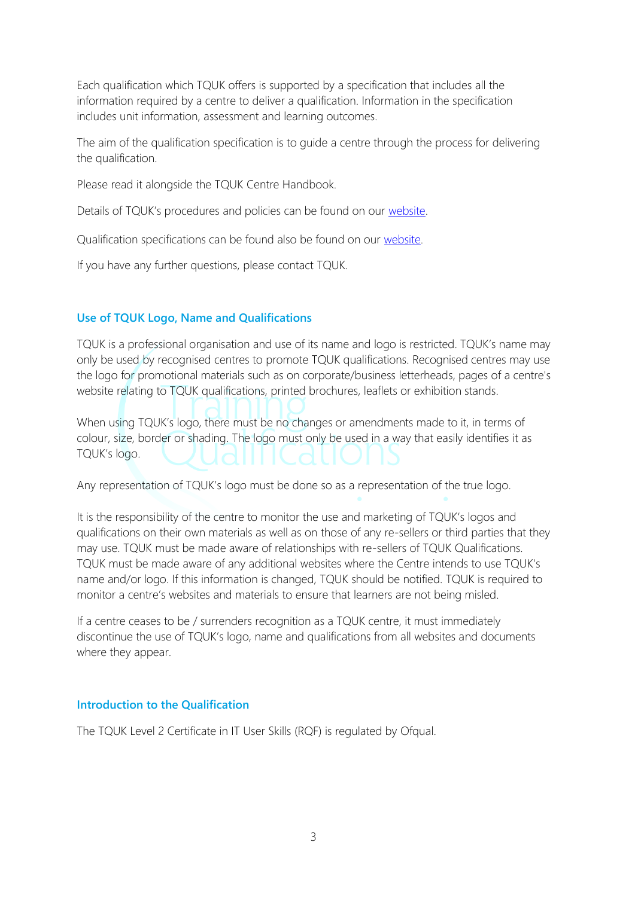Each qualification which TQUK offers is supported by a specification that includes all the information required by a centre to deliver a qualification. Information in the specification includes unit information, assessment and learning outcomes.

The aim of the qualification specification is to guide a centre through the process for delivering the qualification.

Please read it alongside the TQUK Centre Handbook.

Details of TQUK's procedures and policies can be found on our website.

Qualification specifications can be found also be found on our website.

If you have any further questions, please contact TQUK.

## Use of TQUK Logo, Name and Qualifications

TQUK is a professional organisation and use of its name and logo is restricted. TQUK's name may only be used by recognised centres to promote TQUK qualifications. Recognised centres may use the logo for promotional materials such as on corporate/business letterheads, pages of a centre's website relating to TQUK qualifications, printed brochures, leaflets or exhibition stands.

When using TQUK's logo, there must be no changes or amendments made to it, in terms of colour, size, border or shading. The logo must only be used in a way that easily identifies it as TQUK's logo.

Any representation of TQUK's logo must be done so as a representation of the true logo.

It is the responsibility of the centre to monitor the use and marketing of TQUK's logos and qualifications on their own materials as well as on those of any re-sellers or third parties that they may use. TQUK must be made aware of relationships with re-sellers of TQUK Qualifications. TQUK must be made aware of any additional websites where the Centre intends to use TQUK's name and/or logo. If this information is changed, TQUK should be notified. TQUK is required to monitor a centre's websites and materials to ensure that learners are not being misled.

If a centre ceases to be / surrenders recognition as a TQUK centre, it must immediately discontinue the use of TQUK's logo, name and qualifications from all websites and documents where they appear.

## Introduction to the Qualification

The TQUK Level 2 Certificate in IT User Skills (RQF) is regulated by Ofqual.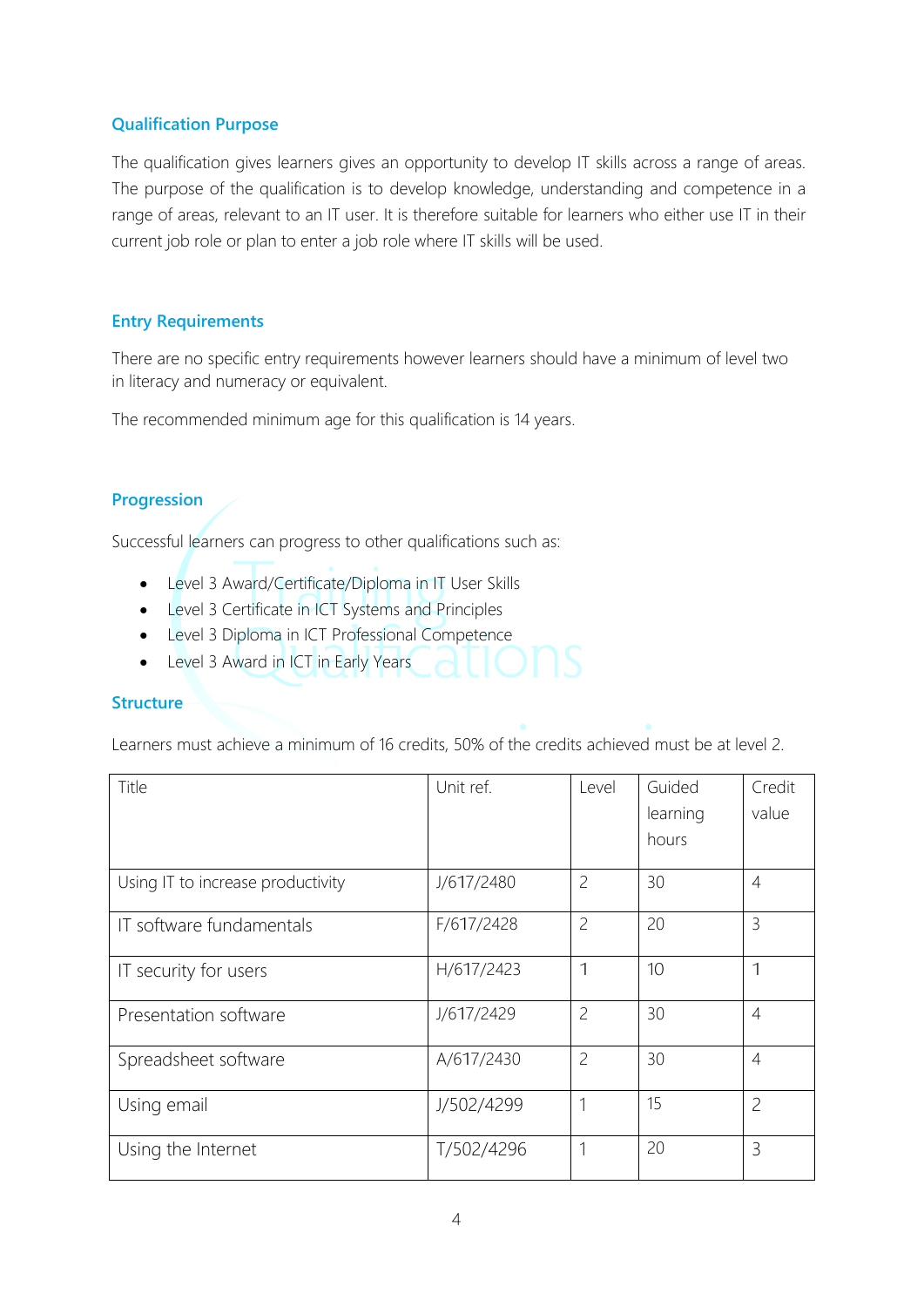## Qualification Purpose

The qualification gives learners gives an opportunity to develop IT skills across a range of areas. The purpose of the qualification is to develop knowledge, understanding and competence in a range of areas, relevant to an IT user. It is therefore suitable for learners who either use IT in their current job role or plan to enter a job role where IT skills will be used.

## Entry Requirements

There are no specific entry requirements however learners should have a minimum of level two in literacy and numeracy or equivalent.

The recommended minimum age for this qualification is 14 years.

## Progression

Successful learners can progress to other qualifications such as:

- Level 3 Award/Certificate/Diploma in IT User Skills
- Level 3 Certificate in ICT Systems and Principles
- Level 3 Diploma in ICT Professional Competence
- Level 3 Award in ICT in Early Years

## Structure

Learners must achieve a minimum of 16 credits, 50% of the credits achieved must be at level 2.

| Title | Unit ref. | Level | Guided learning hours | Credit value |
|---|---|---|---|---|
| Using IT to increase productivity | J/617/2480 | 2 | 30 | 4 |
| IT software fundamentals | F/617/2428 | 2 | 20 | 3 |
| IT security for users | H/617/2423 | 1 | 10 | 1 |
| Presentation software | J/617/2429 | 2 | 30 | 4 |
| Spreadsheet software | A/617/2430 | 2 | 30 | 4 |
| Using email | J/502/4299 | 1 | 15 | 2 |
| Using the Internet | T/502/4296 | 1 | 20 | 3 |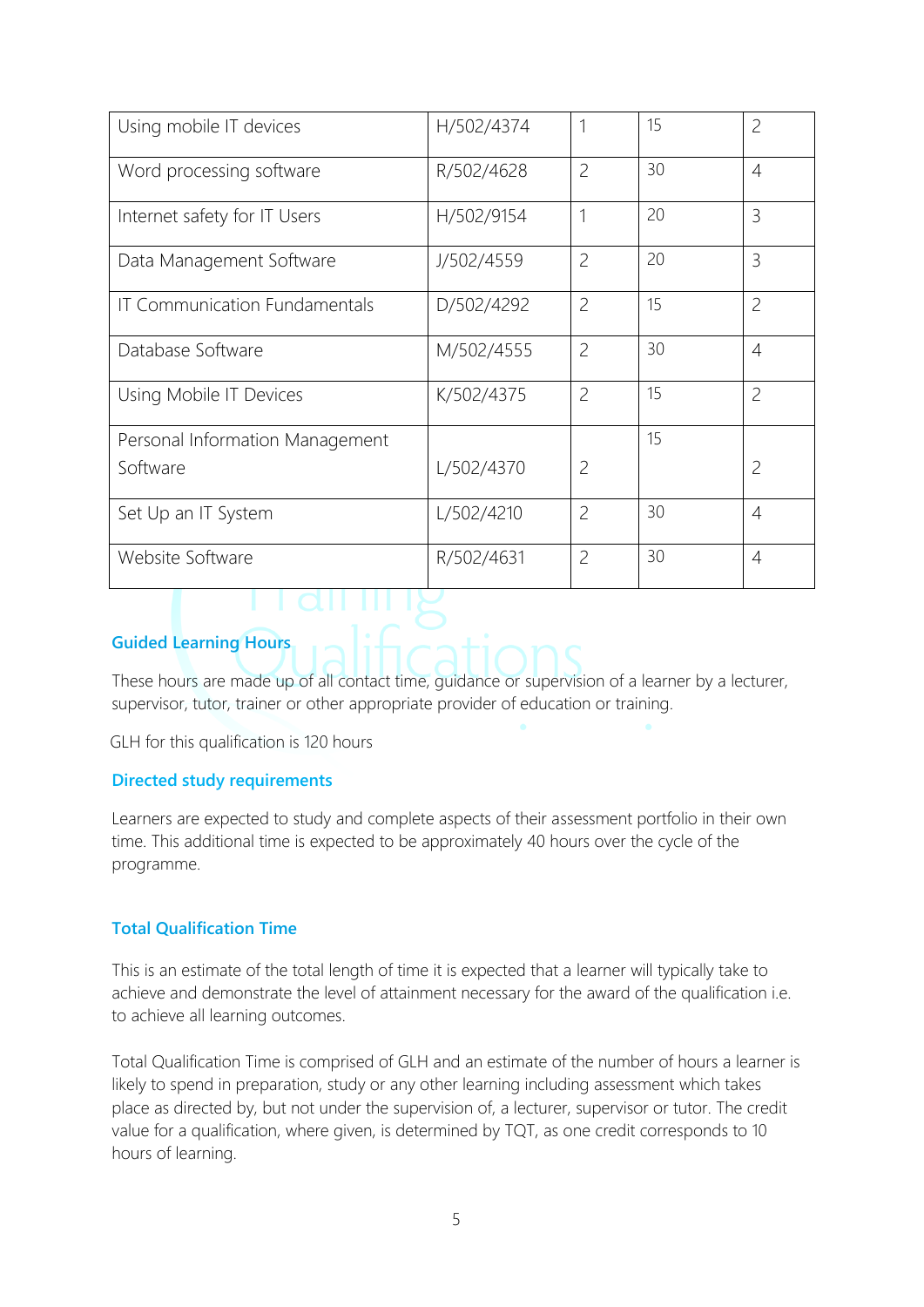| | | | | |
|---|---|---|---|---|
| Using mobile IT devices | H/502/4374 | 1 | 15 | 2 |
| Word processing software | R/502/4628 | 2 | 30 | 4 |
| Internet safety for IT Users | H/502/9154 | 1 | 20 | 3 |
| Data Management Software | J/502/4559 | 2 | 20 | 3 |
| IT Communication Fundamentals | D/502/4292 | 2 | 15 | 2 |
| Database Software | M/502/4555 | 2 | 30 | 4 |
| Using Mobile IT Devices | K/502/4375 | 2 | 15 | 2 |
| Personal Information Management Software | L/502/4370 | 2 | 15 | 2 |
| Set Up an IT System | L/502/4210 | 2 | 30 | 4 |
| Website Software | R/502/4631 | 2 | 30 | 4 |

### Guided Learning Hours

These hours are made up of all contact time, guidance or supervision of a learner by a lecturer, supervisor, tutor, trainer or other appropriate provider of education or training.

GLH for this qualification is 120 hours

### Directed study requirements

Learners are expected to study and complete aspects of their assessment portfolio in their own time. This additional time is expected to be approximately 40 hours over the cycle of the programme.

### Total Qualification Time

This is an estimate of the total length of time it is expected that a learner will typically take to achieve and demonstrate the level of attainment necessary for the award of the qualification i.e. to achieve all learning outcomes.

Total Qualification Time is comprised of GLH and an estimate of the number of hours a learner is likely to spend in preparation, study or any other learning including assessment which takes place as directed by, but not under the supervision of, a lecturer, supervisor or tutor. The credit value for a qualification, where given, is determined by TQT, as one credit corresponds to 10 hours of learning.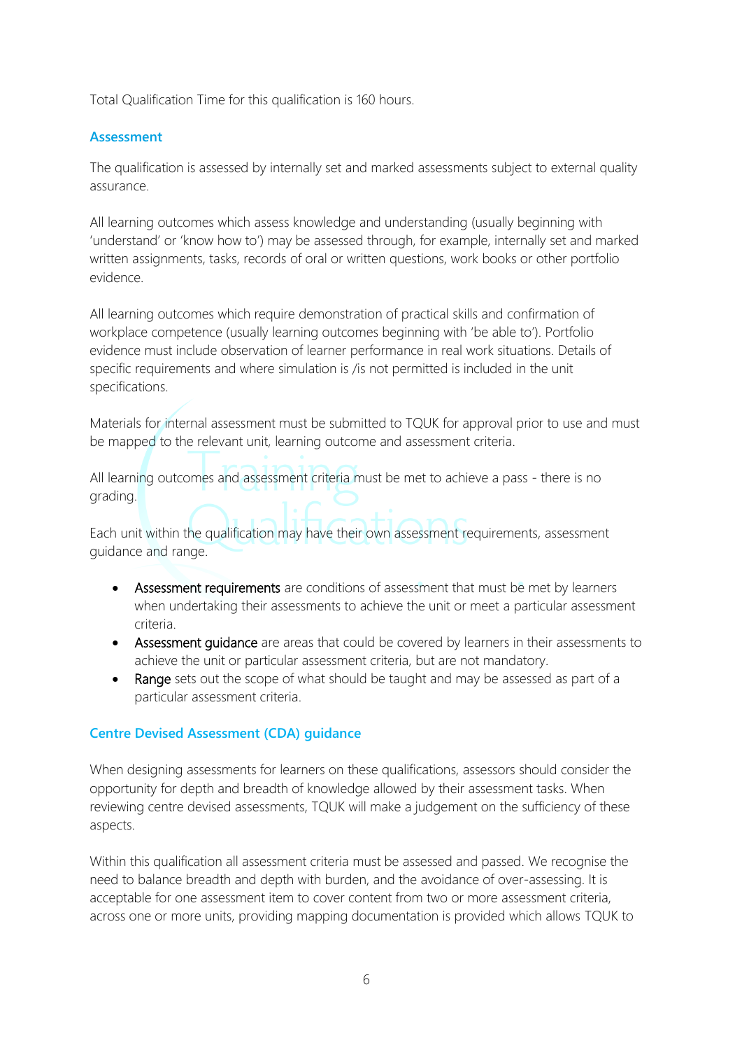Total Qualification Time for this qualification is 160 hours.

## Assessment

The qualification is assessed by internally set and marked assessments subject to external quality assurance.

All learning outcomes which assess knowledge and understanding (usually beginning with 'understand' or 'know how to') may be assessed through, for example, internally set and marked written assignments, tasks, records of oral or written questions, work books or other portfolio evidence.

All learning outcomes which require demonstration of practical skills and confirmation of workplace competence (usually learning outcomes beginning with 'be able to'). Portfolio evidence must include observation of learner performance in real work situations. Details of specific requirements and where simulation is /is not permitted is included in the unit specifications.

Materials for internal assessment must be submitted to TQUK for approval prior to use and must be mapped to the relevant unit, learning outcome and assessment criteria.

All learning outcomes and assessment criteria must be met to achieve a pass - there is no grading.

Each unit within the qualification may have their own assessment requirements, assessment guidance and range.

- Assessment requirements are conditions of assessment that must be met by learners when undertaking their assessments to achieve the unit or meet a particular assessment criteria.
- Assessment guidance are areas that could be covered by learners in their assessments to achieve the unit or particular assessment criteria, but are not mandatory.
- Range sets out the scope of what should be taught and may be assessed as part of a particular assessment criteria.

## Centre Devised Assessment (CDA) guidance

When designing assessments for learners on these qualifications, assessors should consider the opportunity for depth and breadth of knowledge allowed by their assessment tasks. When reviewing centre devised assessments, TQUK will make a judgement on the sufficiency of these aspects.

Within this qualification all assessment criteria must be assessed and passed. We recognise the need to balance breadth and depth with burden, and the avoidance of over-assessing. It is acceptable for one assessment item to cover content from two or more assessment criteria, across one or more units, providing mapping documentation is provided which allows TQUK to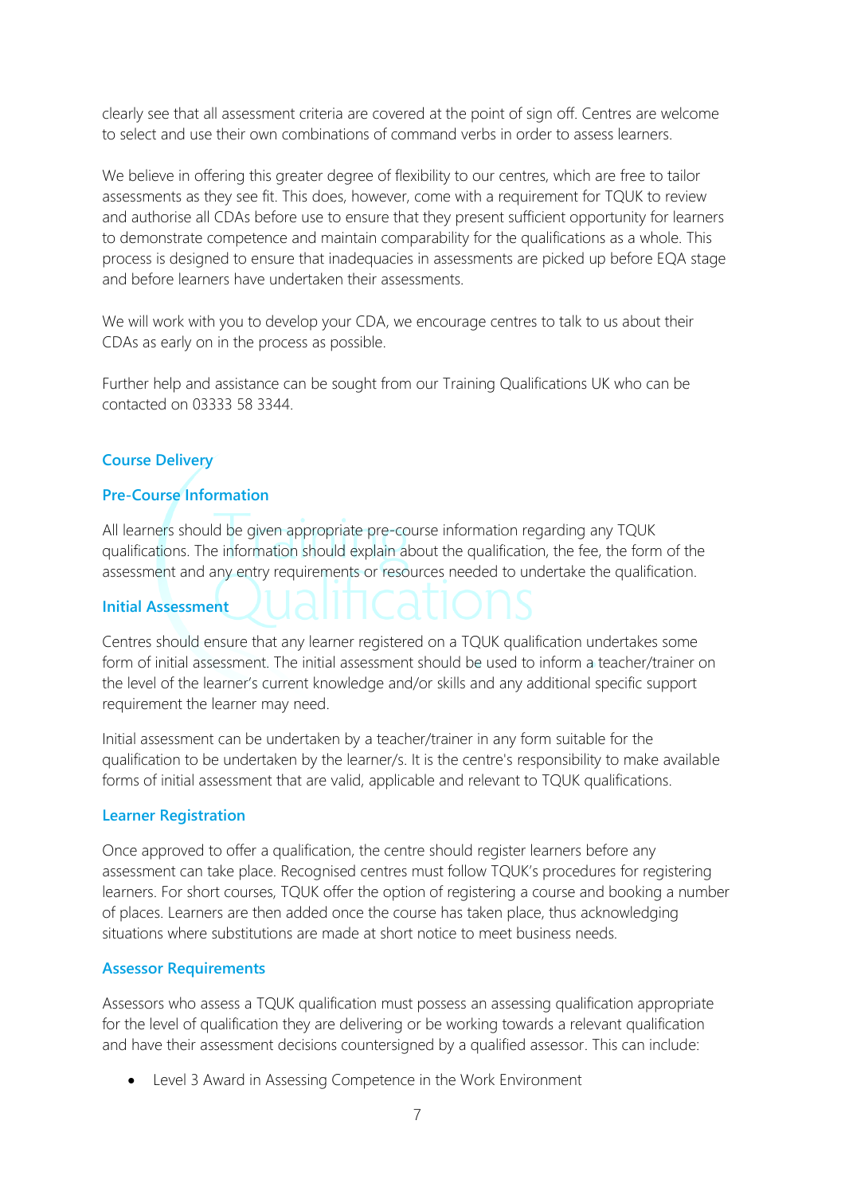clearly see that all assessment criteria are covered at the point of sign off. Centres are welcome to select and use their own combinations of command verbs in order to assess learners.

We believe in offering this greater degree of flexibility to our centres, which are free to tailor assessments as they see fit. This does, however, come with a requirement for TQUK to review and authorise all CDAs before use to ensure that they present sufficient opportunity for learners to demonstrate competence and maintain comparability for the qualifications as a whole. This process is designed to ensure that inadequacies in assessments are picked up before EQA stage and before learners have undertaken their assessments.

We will work with you to develop your CDA, we encourage centres to talk to us about their CDAs as early on in the process as possible.

Further help and assistance can be sought from our Training Qualifications UK who can be contacted on 03333 58 3344.

## Course Delivery

### Pre-Course Information

All learners should be given appropriate pre-course information regarding any TQUK qualifications. The information should explain about the qualification, the fee, the form of the assessment and any entry requirements or resources needed to undertake the qualification.

### Initial Assessment

Centres should ensure that any learner registered on a TQUK qualification undertakes some form of initial assessment. The initial assessment should be used to inform a teacher/trainer on the level of the learner's current knowledge and/or skills and any additional specific support requirement the learner may need.

Initial assessment can be undertaken by a teacher/trainer in any form suitable for the qualification to be undertaken by the learner/s. It is the centre's responsibility to make available forms of initial assessment that are valid, applicable and relevant to TQUK qualifications.

### Learner Registration

Once approved to offer a qualification, the centre should register learners before any assessment can take place. Recognised centres must follow TQUK's procedures for registering learners. For short courses, TQUK offer the option of registering a course and booking a number of places. Learners are then added once the course has taken place, thus acknowledging situations where substitutions are made at short notice to meet business needs.

### Assessor Requirements

Assessors who assess a TQUK qualification must possess an assessing qualification appropriate for the level of qualification they are delivering or be working towards a relevant qualification and have their assessment decisions countersigned by a qualified assessor. This can include:

- Level 3 Award in Assessing Competence in the Work Environment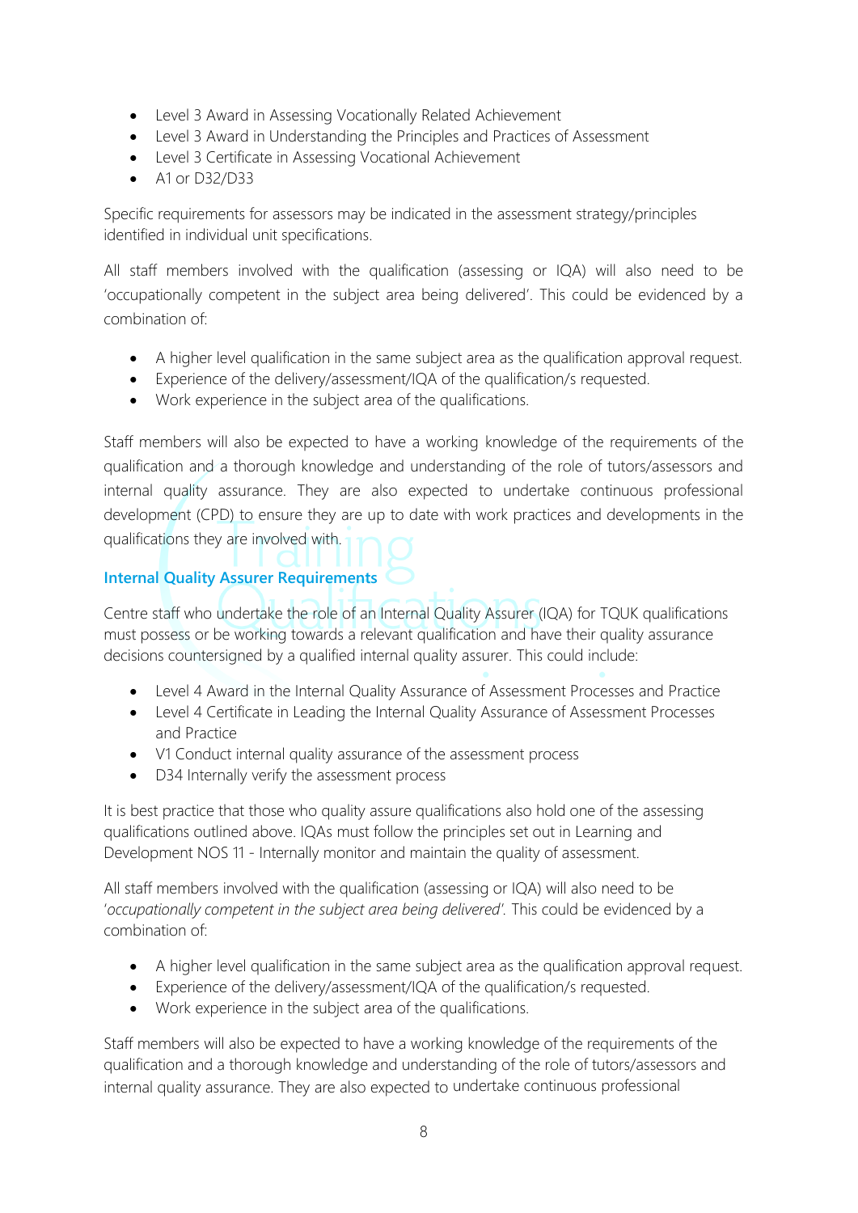- Level 3 Award in Assessing Vocationally Related Achievement
- Level 3 Award in Understanding the Principles and Practices of Assessment
- Level 3 Certificate in Assessing Vocational Achievement
- A1 or D32/D33

Specific requirements for assessors may be indicated in the assessment strategy/principles identified in individual unit specifications.

All staff members involved with the qualification (assessing or IQA) will also need to be 'occupationally competent in the subject area being delivered'. This could be evidenced by a combination of:

- A higher level qualification in the same subject area as the qualification approval request.
- Experience of the delivery/assessment/IQA of the qualification/s requested.
- Work experience in the subject area of the qualifications.

Staff members will also be expected to have a working knowledge of the requirements of the qualification and a thorough knowledge and understanding of the role of tutors/assessors and internal quality assurance. They are also expected to undertake continuous professional development (CPD) to ensure they are up to date with work practices and developments in the qualifications they are involved with.

### Internal Quality Assurer Requirements

Centre staff who undertake the role of an Internal Quality Assurer (IQA) for TQUK qualifications must possess or be working towards a relevant qualification and have their quality assurance decisions countersigned by a qualified internal quality assurer. This could include:

- Level 4 Award in the Internal Quality Assurance of Assessment Processes and Practice
- Level 4 Certificate in Leading the Internal Quality Assurance of Assessment Processes and Practice
- V1 Conduct internal quality assurance of the assessment process
- D34 Internally verify the assessment process

It is best practice that those who quality assure qualifications also hold one of the assessing qualifications outlined above. IQAs must follow the principles set out in Learning and Development NOS 11 - Internally monitor and maintain the quality of assessment.

All staff members involved with the qualification (assessing or IQA) will also need to be '*occupationally competent in the subject area being delivered*'. This could be evidenced by a combination of:

- A higher level qualification in the same subject area as the qualification approval request.
- Experience of the delivery/assessment/IQA of the qualification/s requested.
- Work experience in the subject area of the qualifications.

Staff members will also be expected to have a working knowledge of the requirements of the qualification and a thorough knowledge and understanding of the role of tutors/assessors and internal quality assurance. They are also expected to undertake continuous professional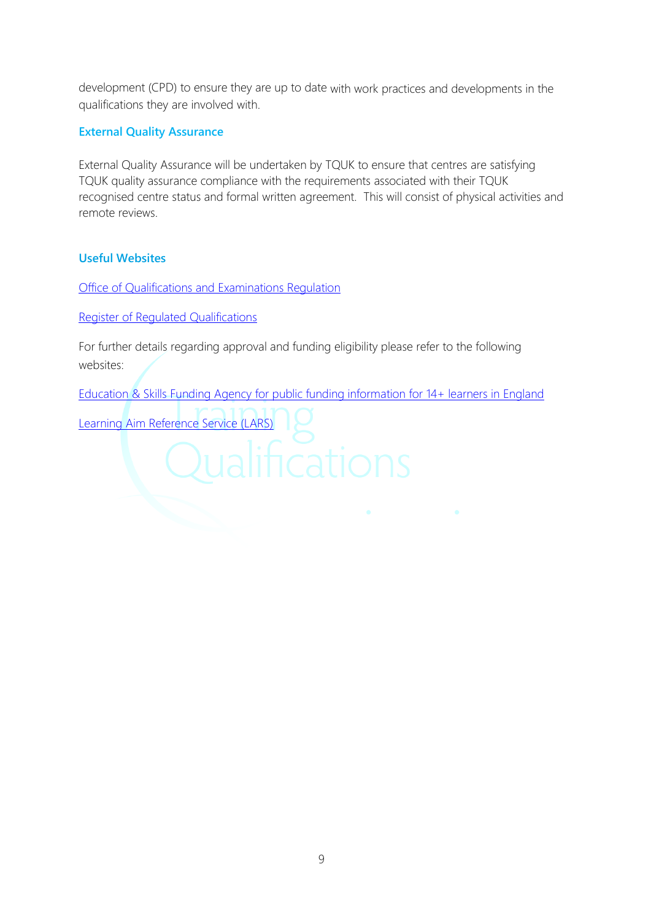development (CPD) to ensure they are up to date with work practices and developments in the qualifications they are involved with.

### External Quality Assurance

External Quality Assurance will be undertaken by TQUK to ensure that centres are satisfying TQUK quality assurance compliance with the requirements associated with their TQUK recognised centre status and formal written agreement. This will consist of physical activities and remote reviews.

### Useful Websites

Office of Qualifications and Examinations Regulation

Register of Regulated Qualifications

For further details regarding approval and funding eligibility please refer to the following websites:

Education & Skills Funding Agency for public funding information for 14+ learners in England

Learning Aim Reference Service (LARS)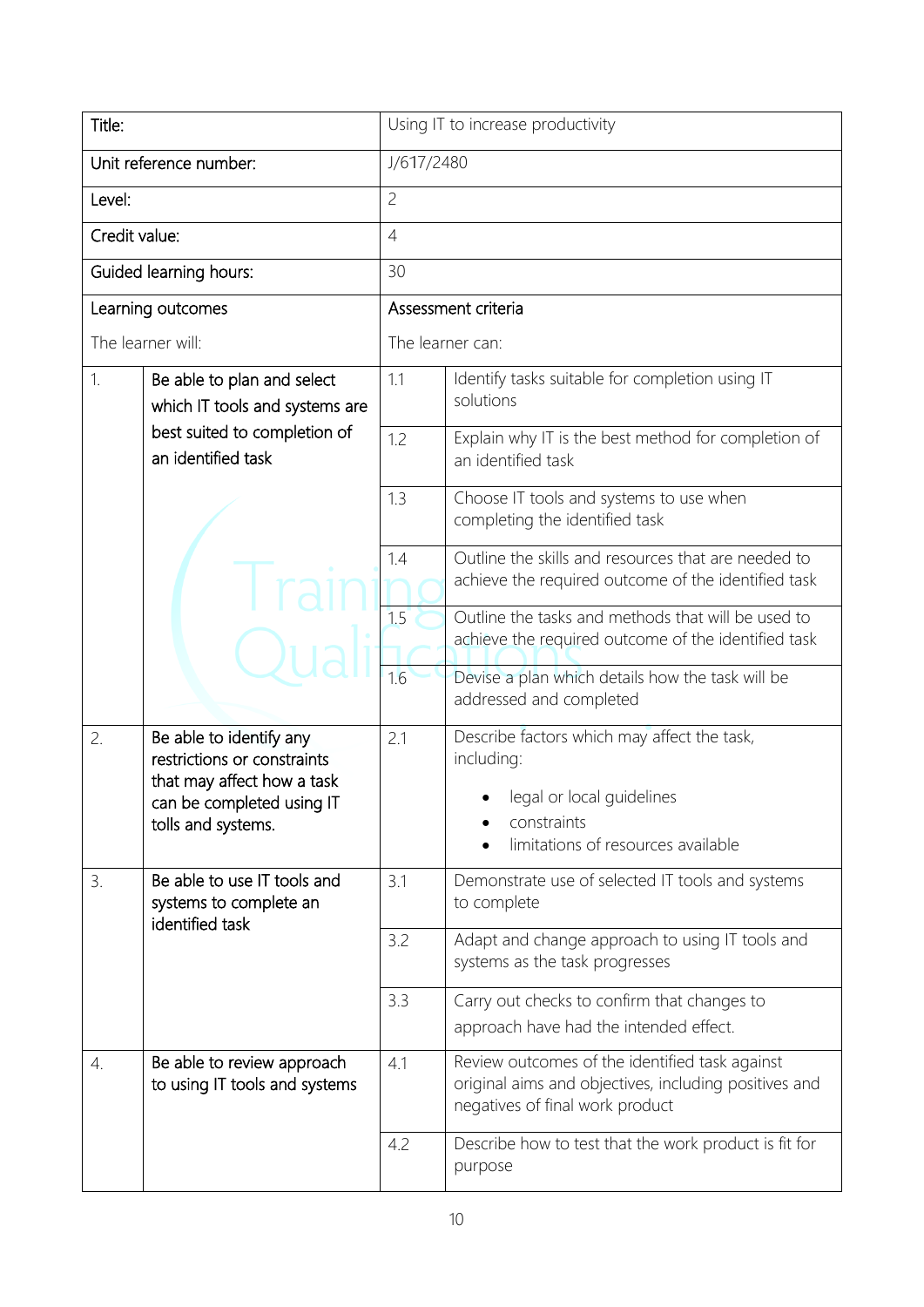| Title: | | Using IT to increase productivity | |
|---|---|---|---|
| Unit reference number: | | J/617/2480 | |
| Level: | | 2 | |
| Credit value: | | 4 | |
| Guided learning hours: | | 30 | |
| Learning outcomes<br><br>The learner will: | | Assessment criteria<br><br>The learner can: | |
| 1. | Be able to plan and select which IT tools and systems are best suited to completion of an identified task | 1.1 | Identify tasks suitable for completion using IT solutions |
| | | 1.2 | Explain why IT is the best method for completion of an identified task |
| | | 1.3 | Choose IT tools and systems to use when completing the identified task |
| | | 1.4 | Outline the skills and resources that are needed to achieve the required outcome of the identified task |
| | | 1.5 | Outline the tasks and methods that will be used to achieve the required outcome of the identified task |
| | | 1.6 | Devise a plan which details how the task will be addressed and completed |
| 2. | Be able to identify any restrictions or constraints that may affect how a task can be completed using IT tolls and systems. | 2.1 | Describe factors which may affect the task, including:<br><br>• legal or local guidelines<br>• constraints<br>• limitations of resources available |
| 3. | Be able to use IT tools and systems to complete an identified task | 3.1 | Demonstrate use of selected IT tools and systems to complete |
| | | 3.2 | Adapt and change approach to using IT tools and systems as the task progresses |
| | | 3.3 | Carry out checks to confirm that changes to approach have had the intended effect. |
| 4. | Be able to review approach to using IT tools and systems | 4.1 | Review outcomes of the identified task against original aims and objectives, including positives and negatives of final work product |
| | | 4.2 | Describe how to test that the work product is fit for purpose |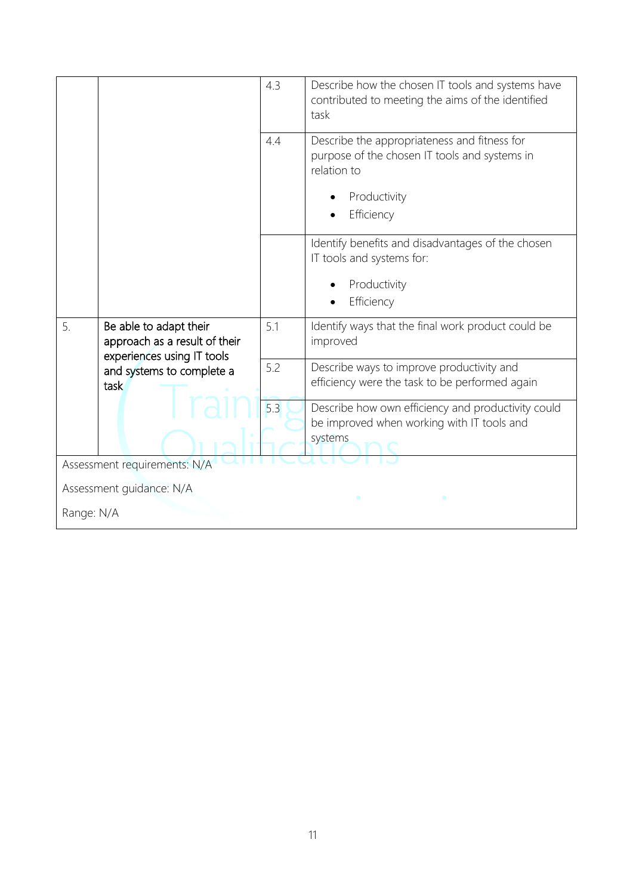| | | | |
|---|---|---|---|
| | | 4.3 | Describe how the chosen IT tools and systems have contributed to meeting the aims of the identified task |
| | | 4.4 | Describe the appropriateness and fitness for purpose of the chosen IT tools and systems in relation to<br><br>• Productivity<br>• Efficiency |
| | | | Identify benefits and disadvantages of the chosen IT tools and systems for:<br><br>• Productivity<br>• Efficiency |
| 5. | Be able to adapt their approach as a result of their experiences using IT tools and systems to complete a task | 5.1 | Identify ways that the final work product could be improved |
| | | 5.2 | Describe ways to improve productivity and efficiency were the task to be performed again |
| | | 5.3 | Describe how own efficiency and productivity could be improved when working with IT tools and systems |

Assessment requirements: N/A

Assessment guidance: N/A

Range: N/A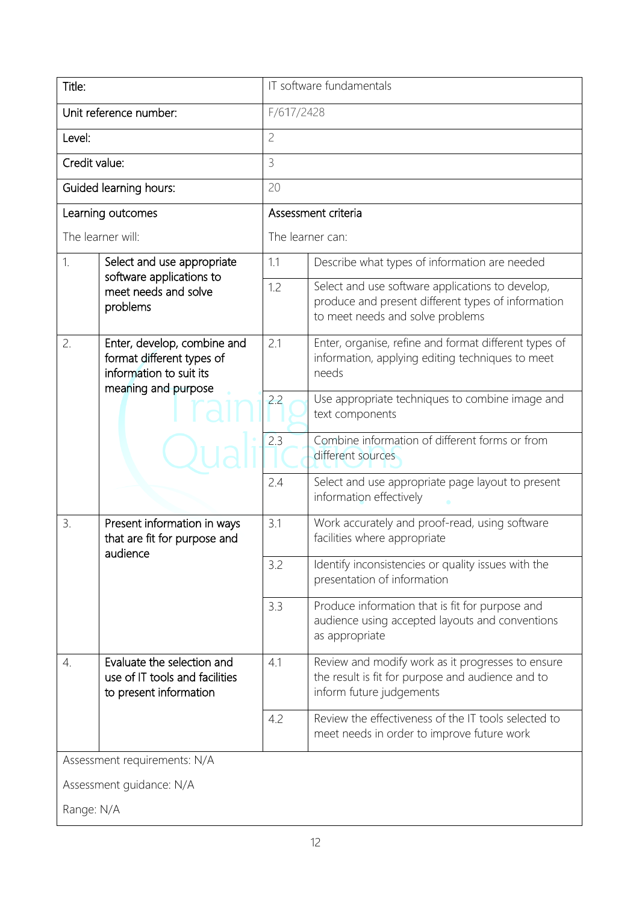| Title: | | IT software fundamentals | |
|---|---|---|---|
| Unit reference number: | | F/617/2428 | |
| Level: | | 2 | |
| Credit value: | | 3 | |
| Guided learning hours: | | 20 | |
| Learning outcomes<br>The learner will: | | Assessment criteria<br>The learner can: | |
| 1. | Select and use appropriate software applications to meet needs and solve problems | 1.1 | Describe what types of information are needed |
| | | 1.2 | Select and use software applications to develop, produce and present different types of information to meet needs and solve problems |
| 2. | Enter, develop, combine and format different types of information to suit its meaning and purpose | 2.1 | Enter, organise, refine and format different types of information, applying editing techniques to meet needs |
| | | 2.2 | Use appropriate techniques to combine image and text components |
| | | 2.3 | Combine information of different forms or from different sources |
| | | 2.4 | Select and use appropriate page layout to present information effectively |
| 3. | Present information in ways that are fit for purpose and audience | 3.1 | Work accurately and proof-read, using software facilities where appropriate |
| | | 3.2 | Identify inconsistencies or quality issues with the presentation of information |
| | | 3.3 | Produce information that is fit for purpose and audience using accepted layouts and conventions as appropriate |
| 4. | Evaluate the selection and use of IT tools and facilities to present information | 4.1 | Review and modify work as it progresses to ensure the result is fit for purpose and audience and to inform future judgements |
| | | 4.2 | Review the effectiveness of the IT tools selected to meet needs in order to improve future work |

Assessment requirements: N/A

Assessment guidance: N/A

Range: N/A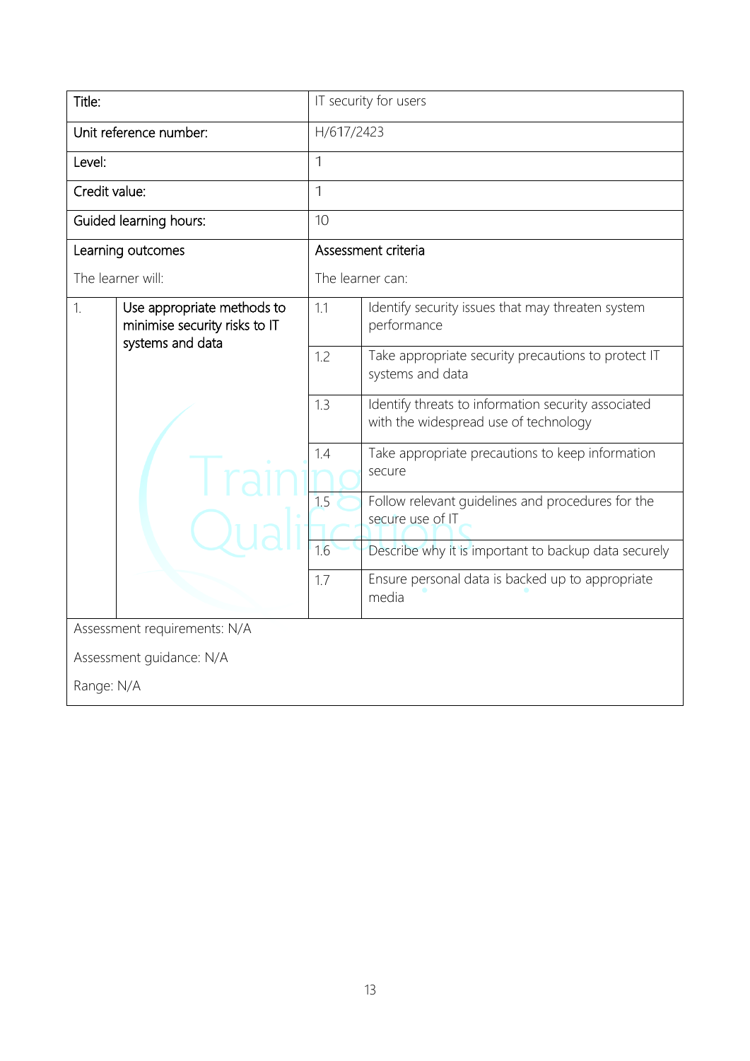| Title: | IT security for users | |
|---|---|---|
| Unit reference number: | H/617/2423 | |
| Level: | 1 | |
| Credit value: | 1 | |
| Guided learning hours: | 10 | |
| **Learning outcomes**<br>The learner will: | **Assessment criteria**<br>The learner can: | |
| 1. Use appropriate methods to minimise security risks to IT systems and data | 1.1 | Identify security issues that may threaten system performance |
| | 1.2 | Take appropriate security precautions to protect IT systems and data |
| | 1.3 | Identify threats to information security associated with the widespread use of technology |
| | 1.4 | Take appropriate precautions to keep information secure |
| | 1.5 | Follow relevant guidelines and procedures for the secure use of IT |
| | 1.6 | Describe why it is important to backup data securely |
| | 1.7 | Ensure personal data is backed up to appropriate media |

Assessment requirements: N/A

Assessment guidance: N/A

Range: N/A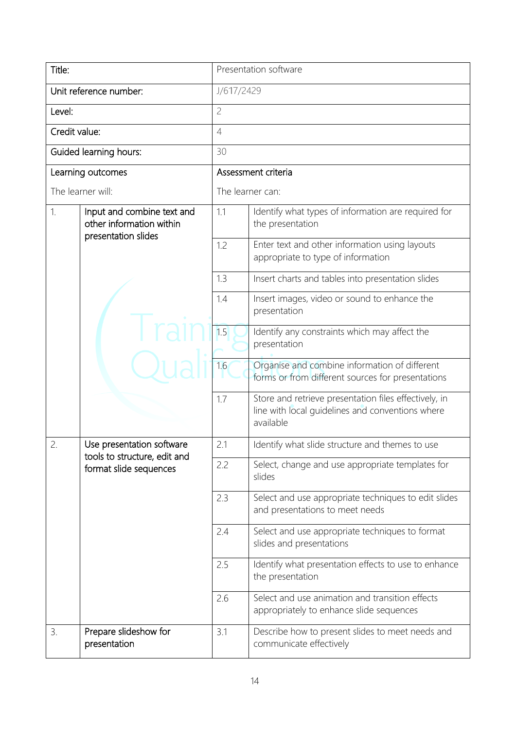| Title: | | Presentation software | |
|---|---|---|---|
| Unit reference number: | | J/617/2429 | |
| Level: | | 2 | |
| Credit value: | | 4 | |
| Guided learning hours: | | 30 | |
| Learning outcomes<br><br>The learner will: | | Assessment criteria<br><br>The learner can: | |
| 1. | Input and combine text and other information within presentation slides | 1.1 | Identify what types of information are required for the presentation |
| | | 1.2 | Enter text and other information using layouts appropriate to type of information |
| | | 1.3 | Insert charts and tables into presentation slides |
| | | 1.4 | Insert images, video or sound to enhance the presentation |
| | | 1.5 | Identify any constraints which may affect the presentation |
| | | 1.6 | Organise and combine information of different forms or from different sources for presentations |
| | | 1.7 | Store and retrieve presentation files effectively, in line with local guidelines and conventions where available |
| 2. | Use presentation software tools to structure, edit and format slide sequences | 2.1 | Identify what slide structure and themes to use |
| | | 2.2 | Select, change and use appropriate templates for slides |
| | | 2.3 | Select and use appropriate techniques to edit slides and presentations to meet needs |
| | | 2.4 | Select and use appropriate techniques to format slides and presentations |
| | | 2.5 | Identify what presentation effects to use to enhance the presentation |
| | | 2.6 | Select and use animation and transition effects appropriately to enhance slide sequences |
| 3. | Prepare slideshow for presentation | 3.1 | Describe how to present slides to meet needs and communicate effectively |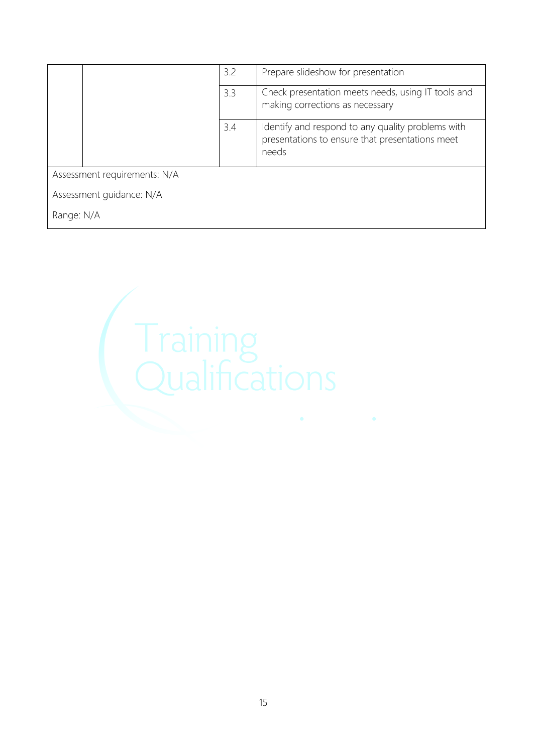| | | | |
|---|---|---|---|
| | | 3.2 | Prepare slideshow for presentation |
| | | 3.3 | Check presentation meets needs, using IT tools and making corrections as necessary |
| | | 3.4 | Identify and respond to any quality problems with presentations to ensure that presentations meet needs |

Assessment requirements: N/A

Assessment guidance: N/A

Range: N/A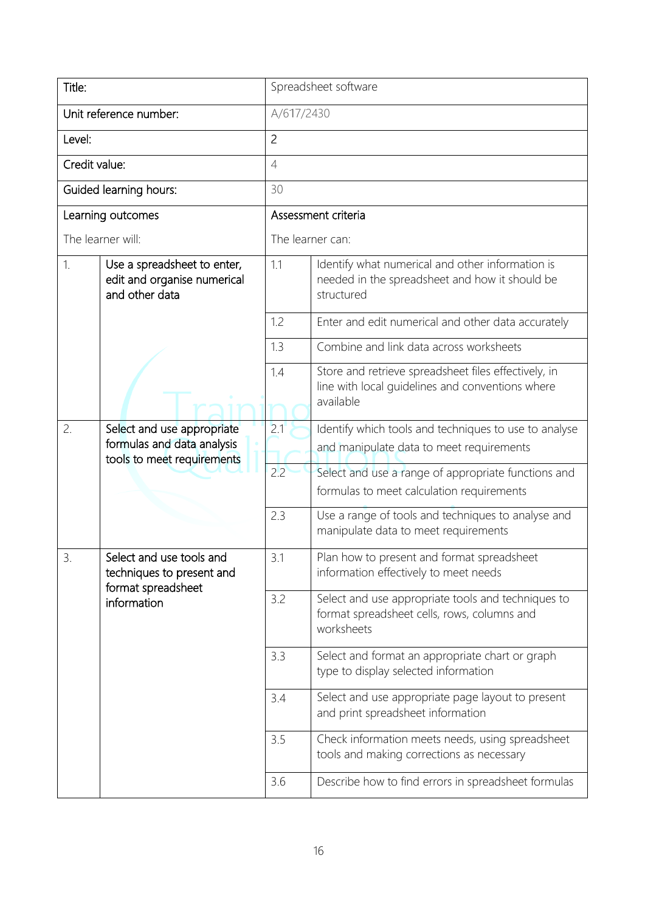| Title: | | Spreadsheet software | |
|---|---|---|---|
| Unit reference number: | | A/617/2430 | |
| Level: | | 2 | |
| Credit value: | | 4 | |
| Guided learning hours: | | 30 | |
| Learning outcomes<br><br>The learner will: | | Assessment criteria<br><br>The learner can: | |
| 1. | Use a spreadsheet to enter, edit and organise numerical and other data | 1.1 | Identify what numerical and other information is needed in the spreadsheet and how it should be structured |
| | | 1.2 | Enter and edit numerical and other data accurately |
| | | 1.3 | Combine and link data across worksheets |
| | | 1.4 | Store and retrieve spreadsheet files effectively, in line with local guidelines and conventions where available |
| 2. | Select and use appropriate formulas and data analysis tools to meet requirements | 2.1 | Identify which tools and techniques to use to analyse and manipulate data to meet requirements |
| | | 2.2 | Select and use a range of appropriate functions and formulas to meet calculation requirements |
| | | 2.3 | Use a range of tools and techniques to analyse and manipulate data to meet requirements |
| 3. | Select and use tools and techniques to present and format spreadsheet information | 3.1 | Plan how to present and format spreadsheet information effectively to meet needs |
| | | 3.2 | Select and use appropriate tools and techniques to format spreadsheet cells, rows, columns and worksheets |
| | | 3.3 | Select and format an appropriate chart or graph type to display selected information |
| | | 3.4 | Select and use appropriate page layout to present and print spreadsheet information |
| | | 3.5 | Check information meets needs, using spreadsheet tools and making corrections as necessary |
| | | 3.6 | Describe how to find errors in spreadsheet formulas |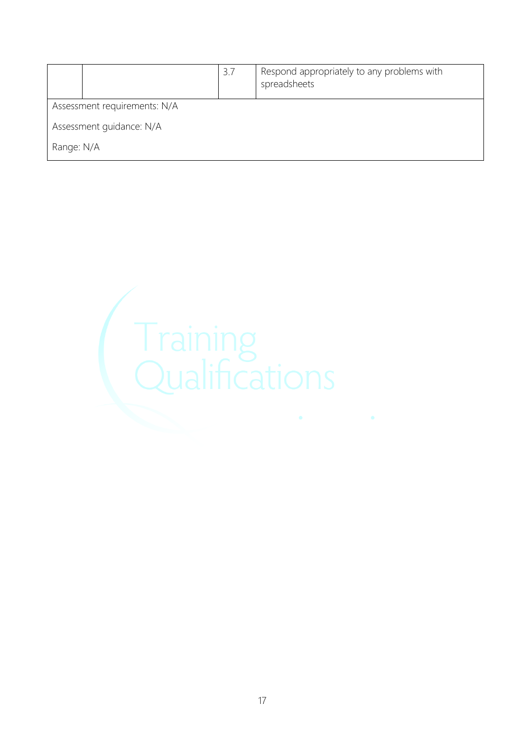| | | 3.7 | Respond appropriately to any problems with spreadsheets |
|---|---|---|---|

Assessment requirements: N/A

Assessment guidance: N/A

Range: N/A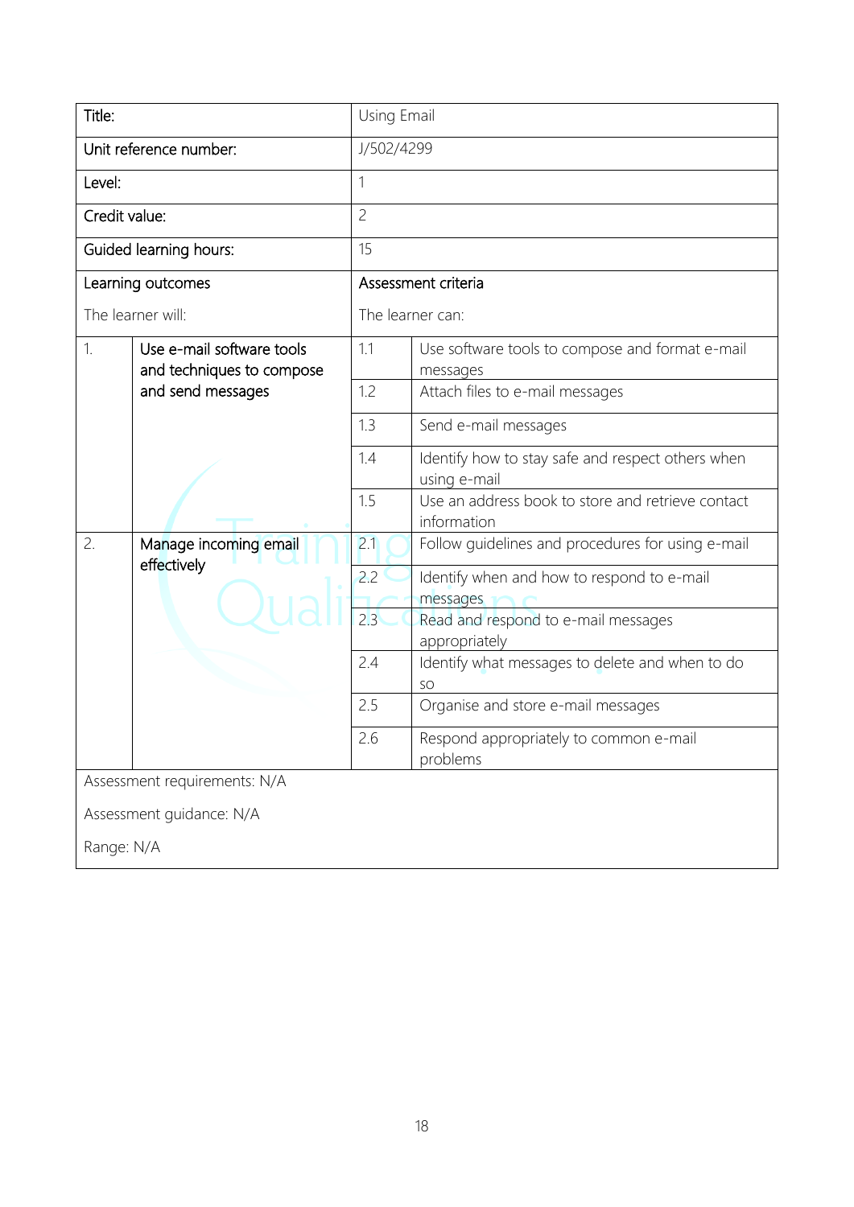| Title: | | Using Email | |
|---|---|---|---|
| Unit reference number: | | J/502/4299 | |
| Level: | | 1 | |
| Credit value: | | 2 | |
| Guided learning hours: | | 15 | |
| Learning outcomes<br><br>The learner will: | | Assessment criteria<br><br>The learner can: | |
| 1. | Use e-mail software tools and techniques to compose and send messages | 1.1 | Use software tools to compose and format e-mail messages |
| | | 1.2 | Attach files to e-mail messages |
| | | 1.3 | Send e-mail messages |
| | | 1.4 | Identify how to stay safe and respect others when using e-mail |
| | | 1.5 | Use an address book to store and retrieve contact information |
| 2. | Manage incoming email effectively | 2.1 | Follow guidelines and procedures for using e-mail |
| | | 2.2 | Identify when and how to respond to e-mail messages |
| | | 2.3 | Read and respond to e-mail messages appropriately |
| | | 2.4 | Identify what messages to delete and when to do so |
| | | 2.5 | Organise and store e-mail messages |
| | | 2.6 | Respond appropriately to common e-mail problems |
| Assessment requirements: N/A<br><br>Assessment guidance: N/A<br><br>Range: N/A | | | |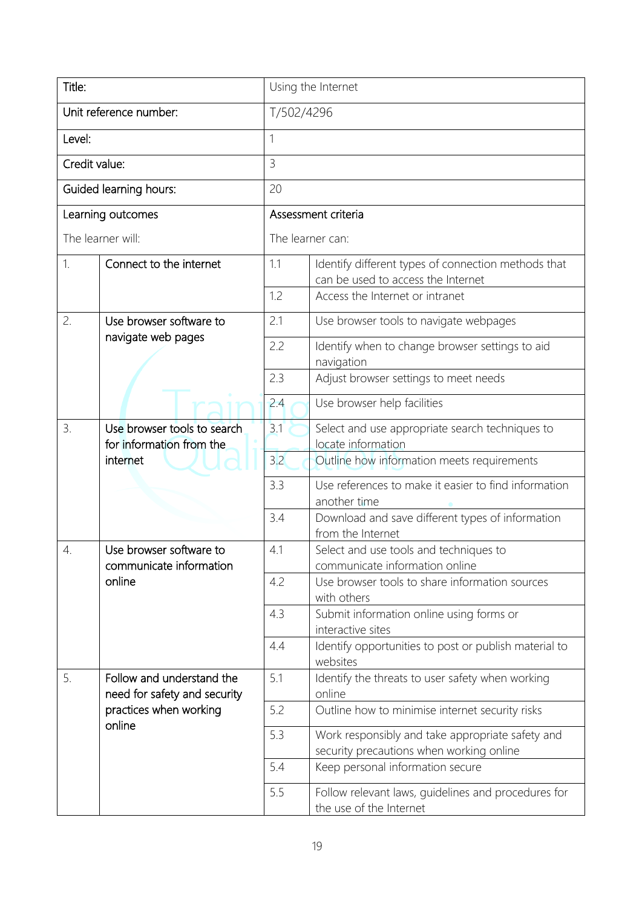| Title: | | Using the Internet | |
|---|---|---|---|
| Unit reference number: | | T/502/4296 | |
| Level: | | 1 | |
| Credit value: | | 3 | |
| Guided learning hours: | | 20 | |
| Learning outcomes<br><br>The learner will: | | Assessment criteria<br><br>The learner can: | |
| 1. | Connect to the internet | 1.1 | Identify different types of connection methods that can be used to access the Internet |
| | | 1.2 | Access the Internet or intranet |
| 2. | Use browser software to navigate web pages | 2.1 | Use browser tools to navigate webpages |
| | | 2.2 | Identify when to change browser settings to aid navigation |
| | | 2.3 | Adjust browser settings to meet needs |
| | | 2.4 | Use browser help facilities |
| 3. | Use browser tools to search for information from the internet | 3.1 | Select and use appropriate search techniques to locate information |
| | | 3.2 | Outline how information meets requirements |
| | | 3.3 | Use references to make it easier to find information another time |
| | | 3.4 | Download and save different types of information from the Internet |
| 4. | Use browser software to communicate information online | 4.1 | Select and use tools and techniques to communicate information online |
| | | 4.2 | Use browser tools to share information sources with others |
| | | 4.3 | Submit information online using forms or interactive sites |
| | | 4.4 | Identify opportunities to post or publish material to websites |
| 5. | Follow and understand the need for safety and security practices when working online | 5.1 | Identify the threats to user safety when working online |
| | | 5.2 | Outline how to minimise internet security risks |
| | | 5.3 | Work responsibly and take appropriate safety and security precautions when working online |
| | | 5.4 | Keep personal information secure |
| | | 5.5 | Follow relevant laws, guidelines and procedures for the use of the Internet |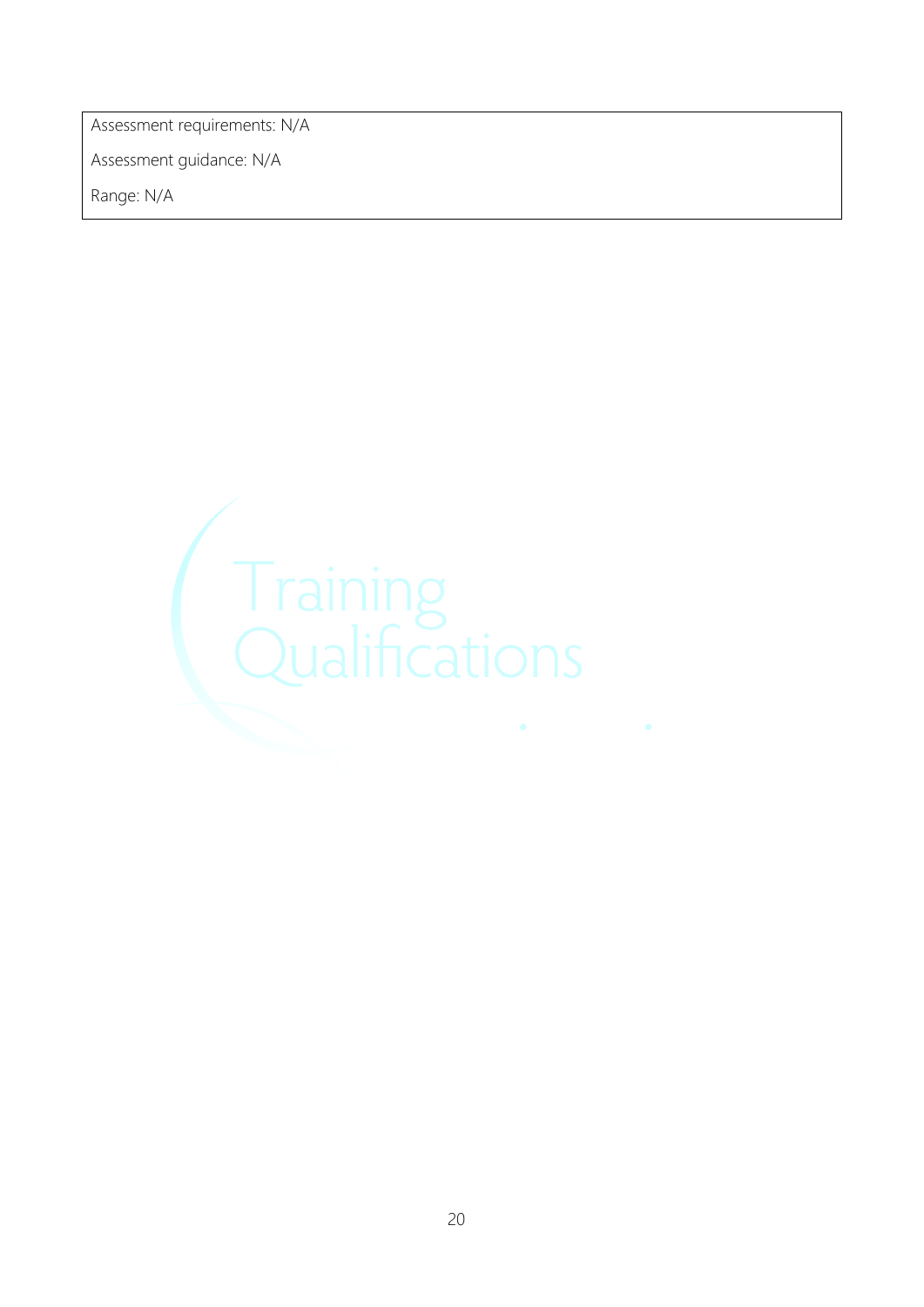Assessment requirements: N/A

Assessment guidance: N/A

Range: N/A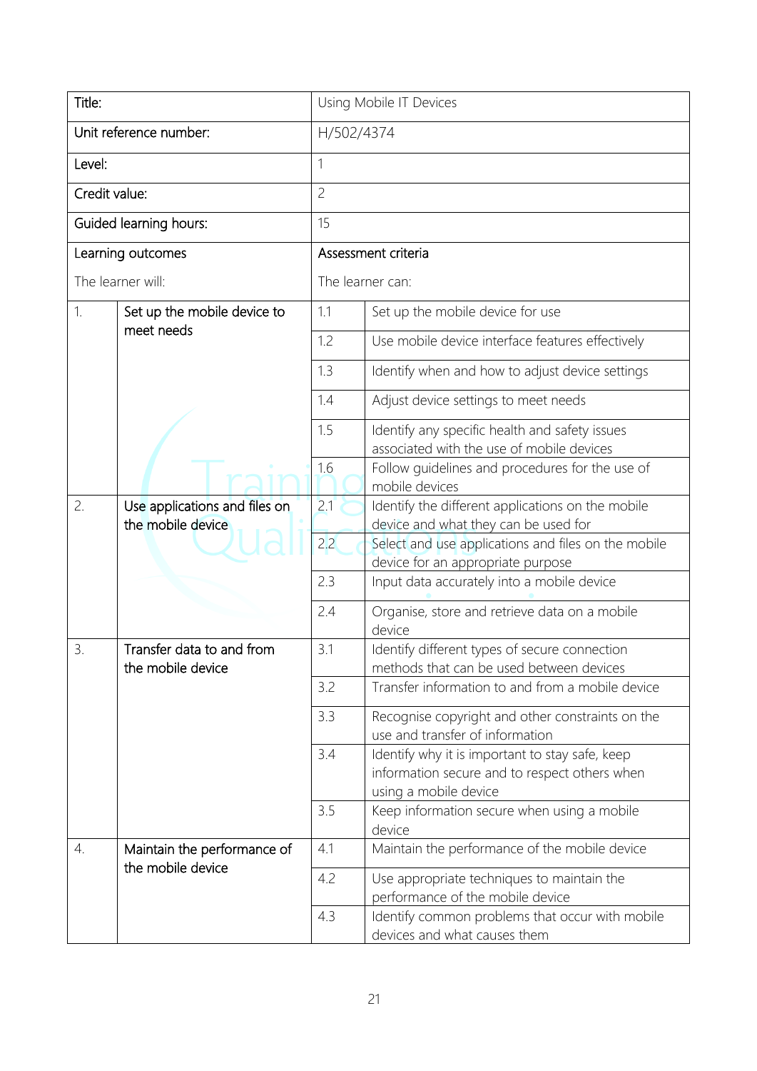| Title: | | Using Mobile IT Devices | |
|---|---|---|---|
| Unit reference number: | | H/502/4374 | |
| Level: | | 1 | |
| Credit value: | | 2 | |
| Guided learning hours: | | 15 | |
| Learning outcomes<br><br>The learner will: | | Assessment criteria<br><br>The learner can: | |
| 1. | Set up the mobile device to meet needs | 1.1 | Set up the mobile device for use |
| | | 1.2 | Use mobile device interface features effectively |
| | | 1.3 | Identify when and how to adjust device settings |
| | | 1.4 | Adjust device settings to meet needs |
| | | 1.5 | Identify any specific health and safety issues associated with the use of mobile devices |
| | | 1.6 | Follow guidelines and procedures for the use of mobile devices |
| 2. | Use applications and files on the mobile device | 2.1 | Identify the different applications on the mobile device and what they can be used for |
| | | 2.2 | Select and use applications and files on the mobile device for an appropriate purpose |
| | | 2.3 | Input data accurately into a mobile device |
| | | 2.4 | Organise, store and retrieve data on a mobile device |
| 3. | Transfer data to and from the mobile device | 3.1 | Identify different types of secure connection methods that can be used between devices |
| | | 3.2 | Transfer information to and from a mobile device |
| | | 3.3 | Recognise copyright and other constraints on the use and transfer of information |
| | | 3.4 | Identify why it is important to stay safe, keep information secure and to respect others when using a mobile device |
| | | 3.5 | Keep information secure when using a mobile device |
| 4. | Maintain the performance of the mobile device | 4.1 | Maintain the performance of the mobile device |
| | | 4.2 | Use appropriate techniques to maintain the performance of the mobile device |
| | | 4.3 | Identify common problems that occur with mobile devices and what causes them |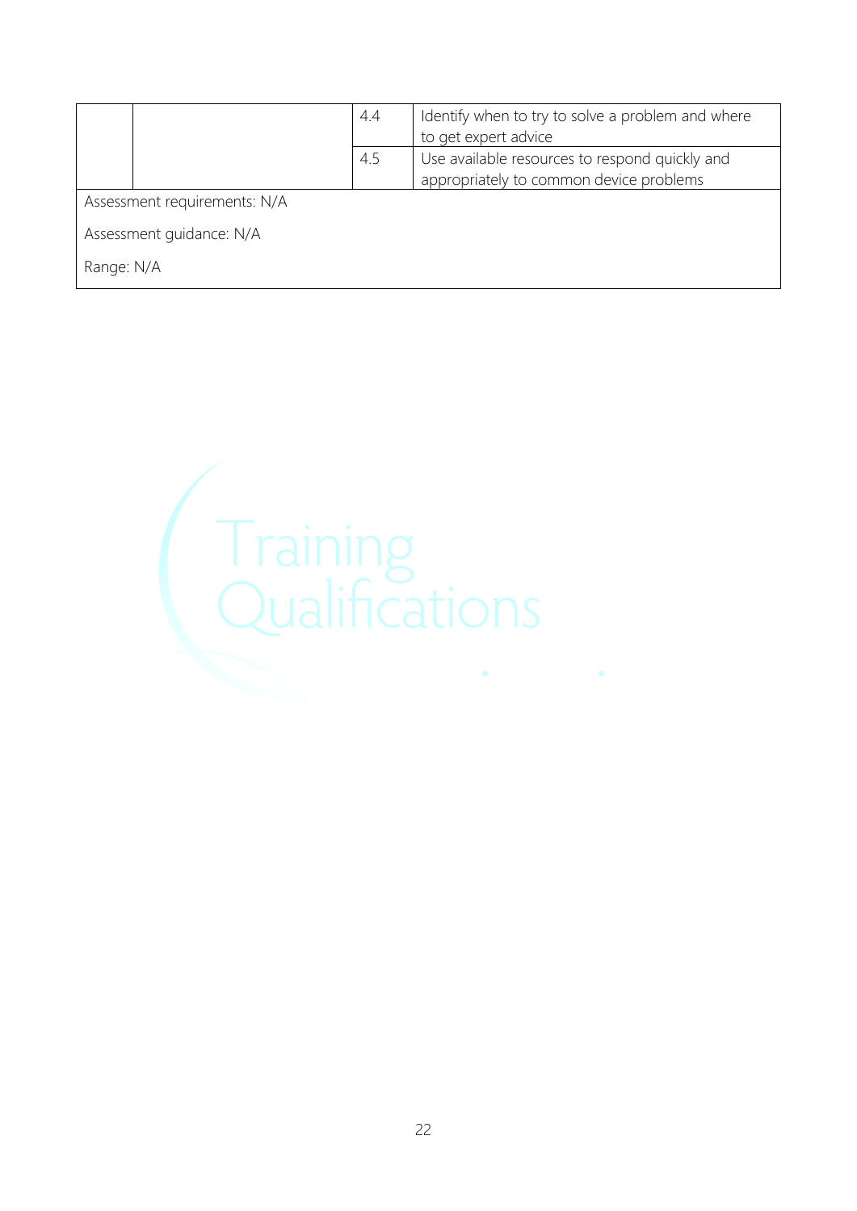| | | | |
|---|---|---|---|
| | | 4.4 | Identify when to try to solve a problem and where to get expert advice |
| | | 4.5 | Use available resources to respond quickly and appropriately to common device problems |

Assessment requirements: N/A

Assessment guidance: N/A

Range: N/A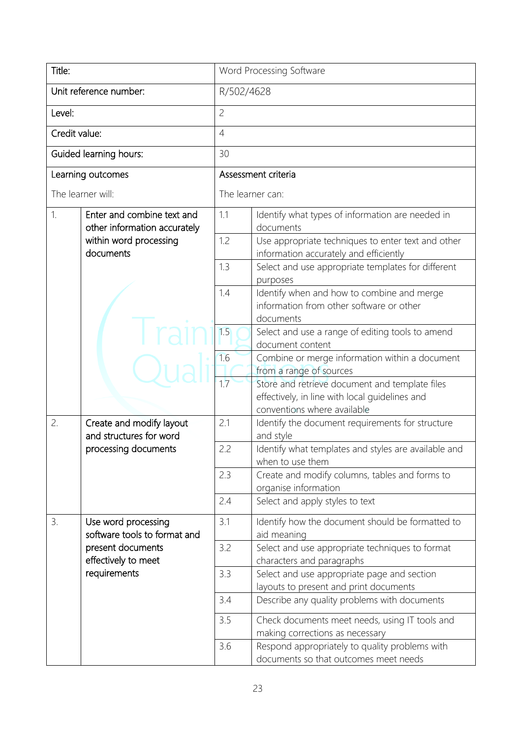| Title: | | Word Processing Software | |
|---|---|---|---|
| Unit reference number: | | R/502/4628 | |
| Level: | | 2 | |
| Credit value: | | 4 | |
| Guided learning hours: | | 30 | |
| Learning outcomes<br><br>The learner will: | | Assessment criteria<br><br>The learner can: | |
| 1. | Enter and combine text and other information accurately within word processing documents | 1.1 | Identify what types of information are needed in documents |
| | | 1.2 | Use appropriate techniques to enter text and other information accurately and efficiently |
| | | 1.3 | Select and use appropriate templates for different purposes |
| | | 1.4 | Identify when and how to combine and merge information from other software or other documents |
| | | 1.5 | Select and use a range of editing tools to amend document content |
| | | 1.6 | Combine or merge information within a document from a range of sources |
| | | 1.7 | Store and retrieve document and template files effectively, in line with local guidelines and conventions where available |
| 2. | Create and modify layout and structures for word processing documents | 2.1 | Identify the document requirements for structure and style |
| | | 2.2 | Identify what templates and styles are available and when to use them |
| | | 2.3 | Create and modify columns, tables and forms to organise information |
| | | 2.4 | Select and apply styles to text |
| 3. | Use word processing software tools to format and present documents effectively to meet requirements | 3.1 | Identify how the document should be formatted to aid meaning |
| | | 3.2 | Select and use appropriate techniques to format characters and paragraphs |
| | | 3.3 | Select and use appropriate page and section layouts to present and print documents |
| | | 3.4 | Describe any quality problems with documents |
| | | 3.5 | Check documents meet needs, using IT tools and making corrections as necessary |
| | | 3.6 | Respond appropriately to quality problems with documents so that outcomes meet needs |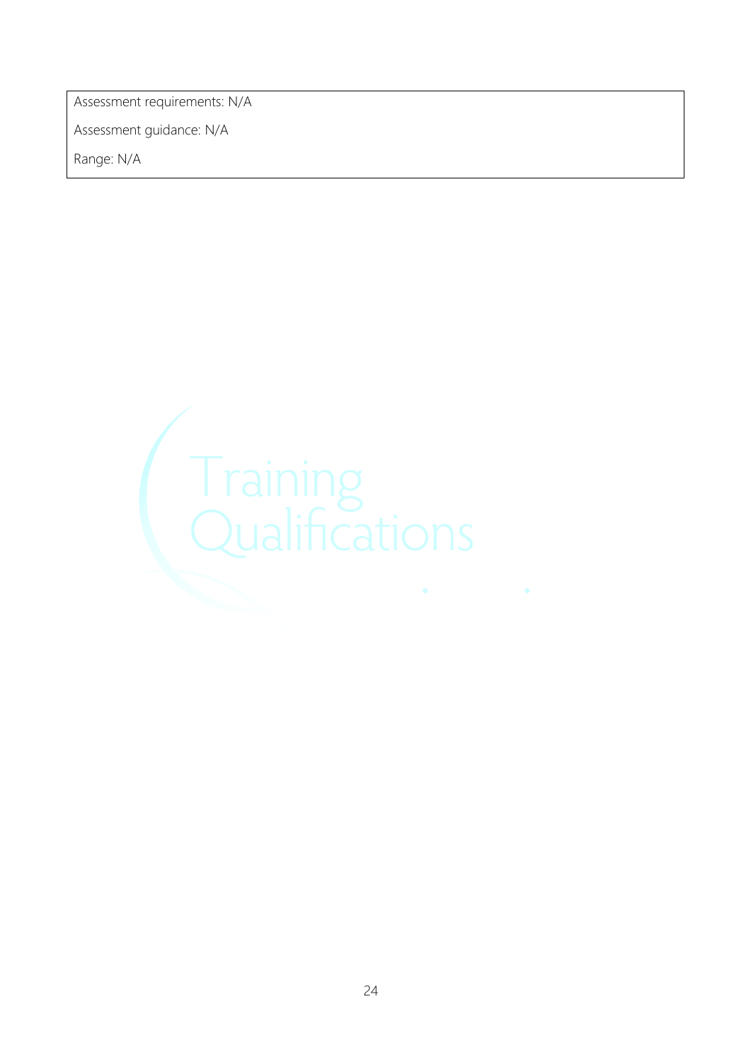| Assessment requirements: N/A<br><br>Assessment guidance: N/A<br><br>Range: N/A |
| --- |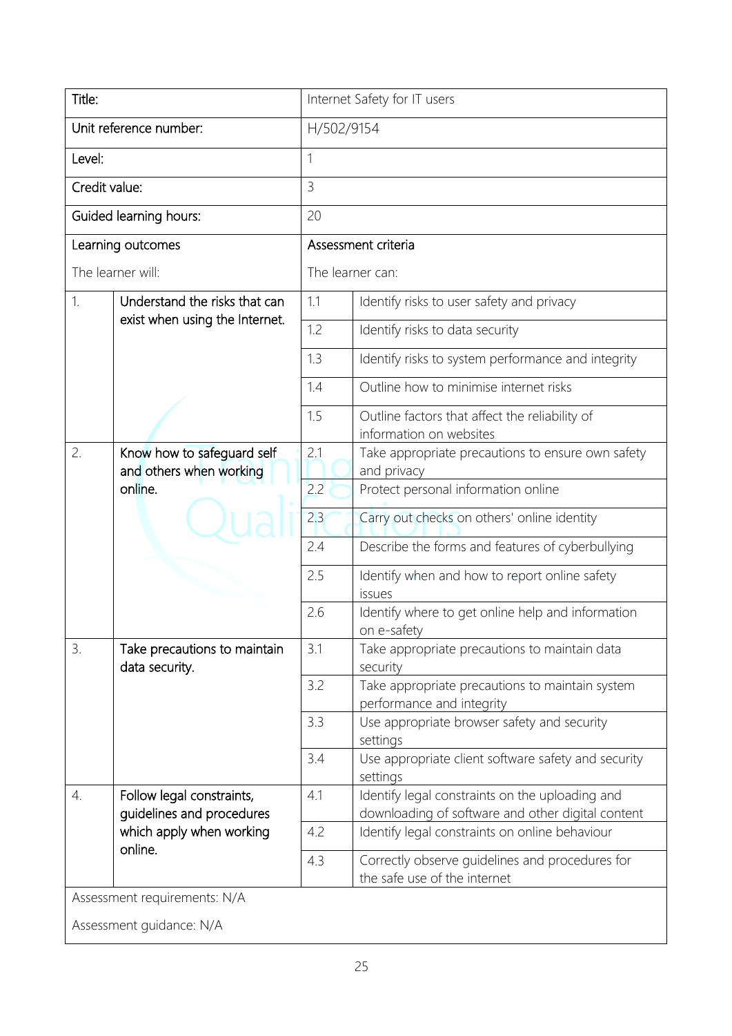| Title: | | Internet Safety for IT users | |
|---|---|---|---|
| Unit reference number: | | H/502/9154 | |
| Level: | | 1 | |
| Credit value: | | 3 | |
| Guided learning hours: | | 20 | |
| Learning outcomes<br><br>The learner will: | | Assessment criteria<br><br>The learner can: | |
| 1. | Understand the risks that can exist when using the Internet. | 1.1 | Identify risks to user safety and privacy |
| | | 1.2 | Identify risks to data security |
| | | 1.3 | Identify risks to system performance and integrity |
| | | 1.4 | Outline how to minimise internet risks |
| | | 1.5 | Outline factors that affect the reliability of information on websites |
| 2. | Know how to safeguard self and others when working online. | 2.1 | Take appropriate precautions to ensure own safety and privacy |
| | | 2.2 | Protect personal information online |
| | | 2.3 | Carry out checks on others' online identity |
| | | 2.4 | Describe the forms and features of cyberbullying |
| | | 2.5 | Identify when and how to report online safety issues |
| | | 2.6 | Identify where to get online help and information on e-safety |
| 3. | Take precautions to maintain data security. | 3.1 | Take appropriate precautions to maintain data security |
| | | 3.2 | Take appropriate precautions to maintain system performance and integrity |
| | | 3.3 | Use appropriate browser safety and security settings |
| | | 3.4 | Use appropriate client software safety and security settings |
| 4. | Follow legal constraints, guidelines and procedures which apply when working online. | 4.1 | Identify legal constraints on the uploading and downloading of software and other digital content |
| | | 4.2 | Identify legal constraints on online behaviour |
| | | 4.3 | Correctly observe guidelines and procedures for the safe use of the internet |
| Assessment requirements: N/A<br><br>Assessment guidance: N/A | | | |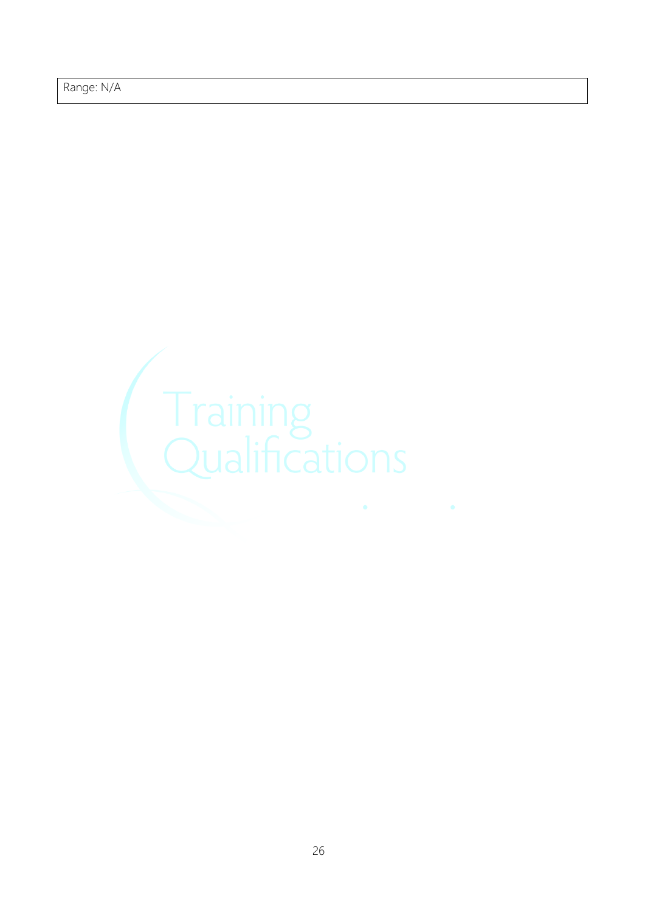| Range: N/A |
|---|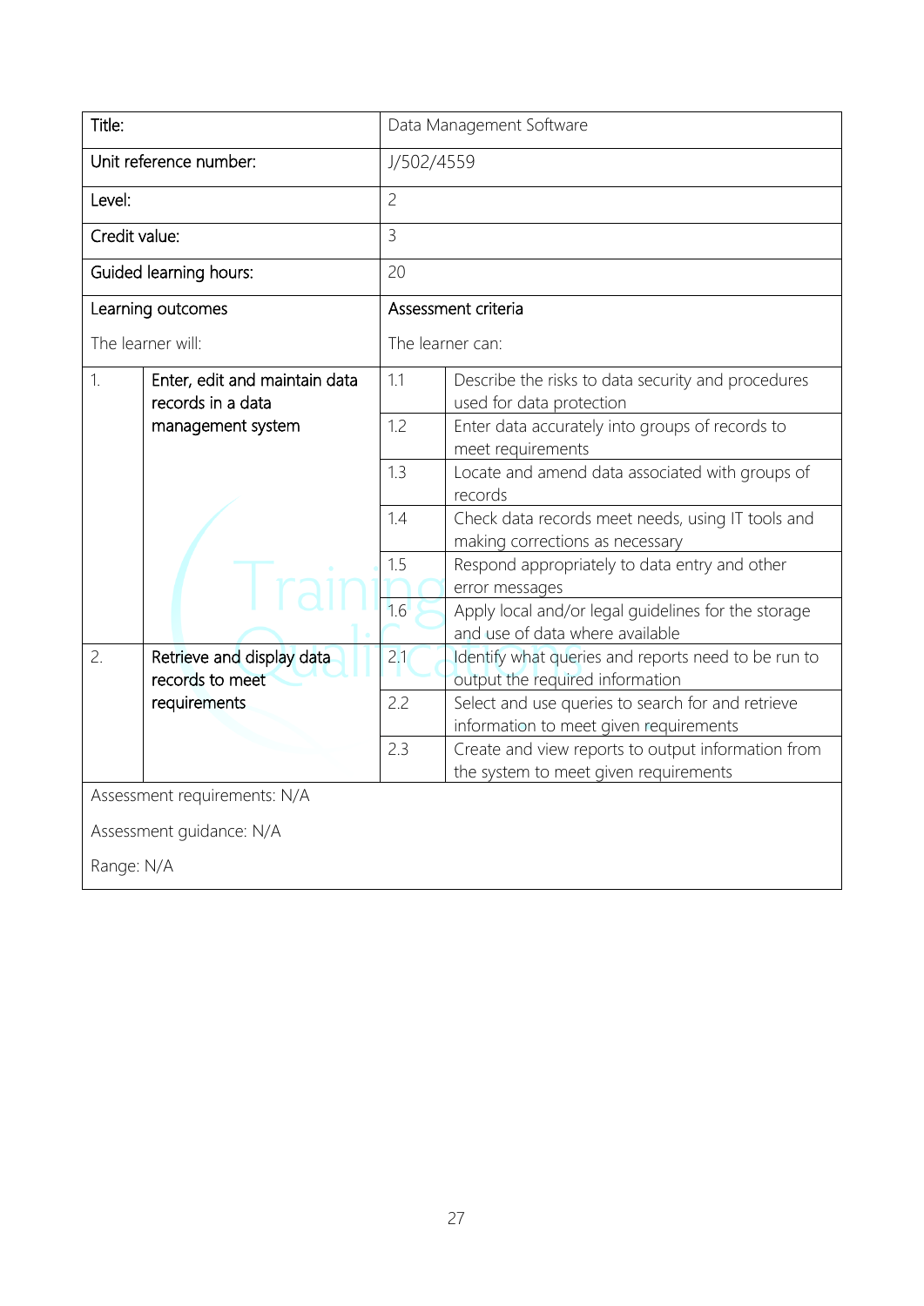| Title: | Data Management Software | | |
|---|---|---|---|
| Unit reference number: | J/502/4559 | | |
| Level: | 2 | | |
| Credit value: | 3 | | |
| Guided learning hours: | 20 | | |
| **Learning outcomes**<br>The learner will: | | **Assessment criteria**<br>The learner can: | |
| 1. | Enter, edit and maintain data records in a data management system | 1.1 | Describe the risks to data security and procedures used for data protection |
| | | 1.2 | Enter data accurately into groups of records to meet requirements |
| | | 1.3 | Locate and amend data associated with groups of records |
| | | 1.4 | Check data records meet needs, using IT tools and making corrections as necessary |
| | | 1.5 | Respond appropriately to data entry and other error messages |
| | | 1.6 | Apply local and/or legal guidelines for the storage and use of data where available |
| 2. | Retrieve and display data records to meet requirements | 2.1 | Identify what queries and reports need to be run to output the required information |
| | | 2.2 | Select and use queries to search for and retrieve information to meet given requirements |
| | | 2.3 | Create and view reports to output information from the system to meet given requirements |

Assessment requirements: N/A

Assessment guidance: N/A

Range: N/A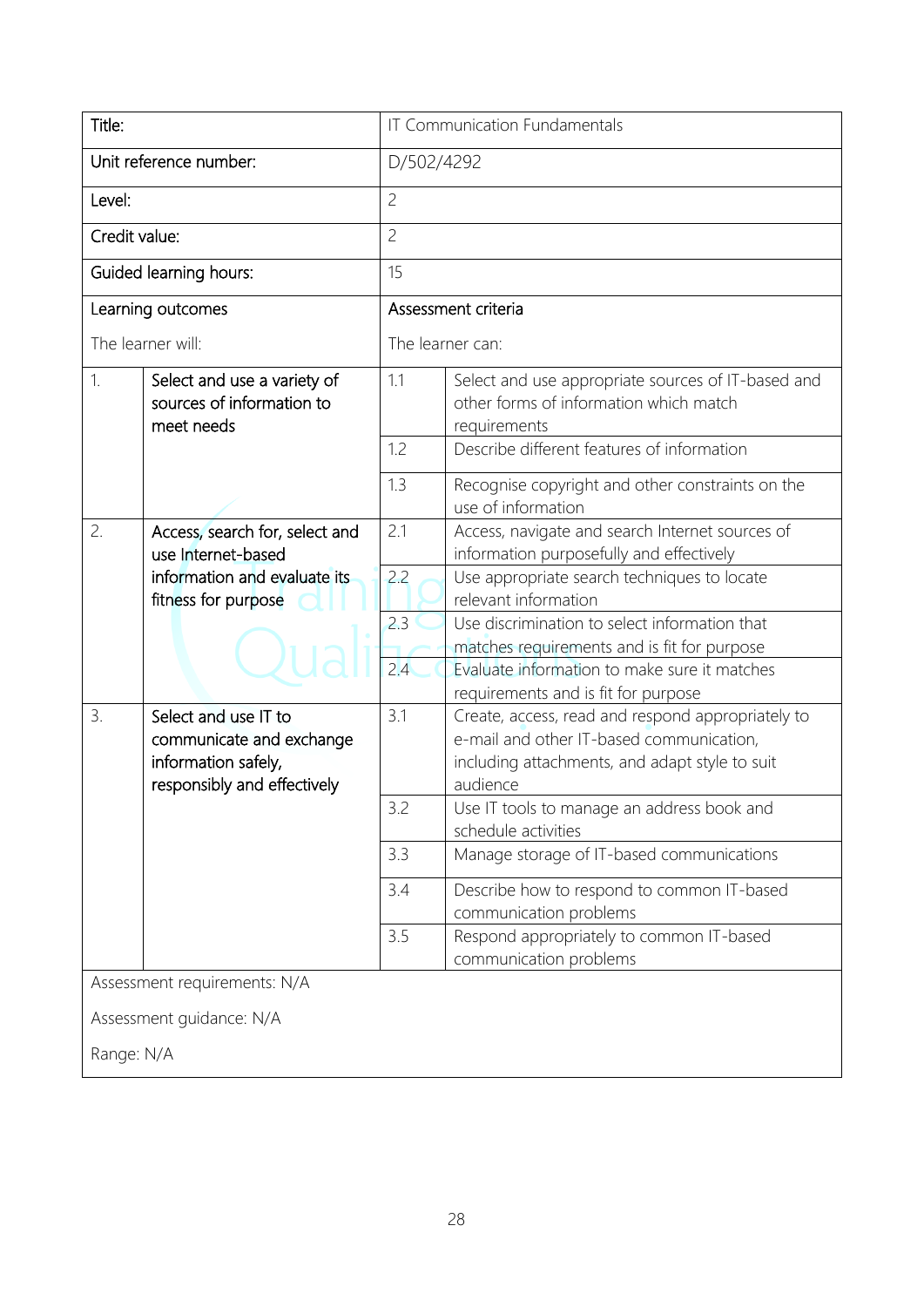| Title: | | IT Communication Fundamentals | |
|---|---|---|---|
| Unit reference number: | | D/502/4292 | |
| Level: | | 2 | |
| Credit value: | | 2 | |
| Guided learning hours: | | 15 | |
| Learning outcomes<br><br>The learner will: | | Assessment criteria<br><br>The learner can: | |
| 1. | Select and use a variety of sources of information to meet needs | 1.1 | Select and use appropriate sources of IT-based and other forms of information which match requirements |
| | | 1.2 | Describe different features of information |
| | | 1.3 | Recognise copyright and other constraints on the use of information |
| 2. | Access, search for, select and use Internet-based information and evaluate its fitness for purpose | 2.1 | Access, navigate and search Internet sources of information purposefully and effectively |
| | | 2.2 | Use appropriate search techniques to locate relevant information |
| | | 2.3 | Use discrimination to select information that matches requirements and is fit for purpose |
| | | 2.4 | Evaluate information to make sure it matches requirements and is fit for purpose |
| 3. | Select and use IT to communicate and exchange information safely, responsibly and effectively | 3.1 | Create, access, read and respond appropriately to e-mail and other IT-based communication, including attachments, and adapt style to suit audience |
| | | 3.2 | Use IT tools to manage an address book and schedule activities |
| | | 3.3 | Manage storage of IT-based communications |
| | | 3.4 | Describe how to respond to common IT-based communication problems |
| | | 3.5 | Respond appropriately to common IT-based communication problems |

Assessment requirements: N/A

Assessment guidance: N/A

Range: N/A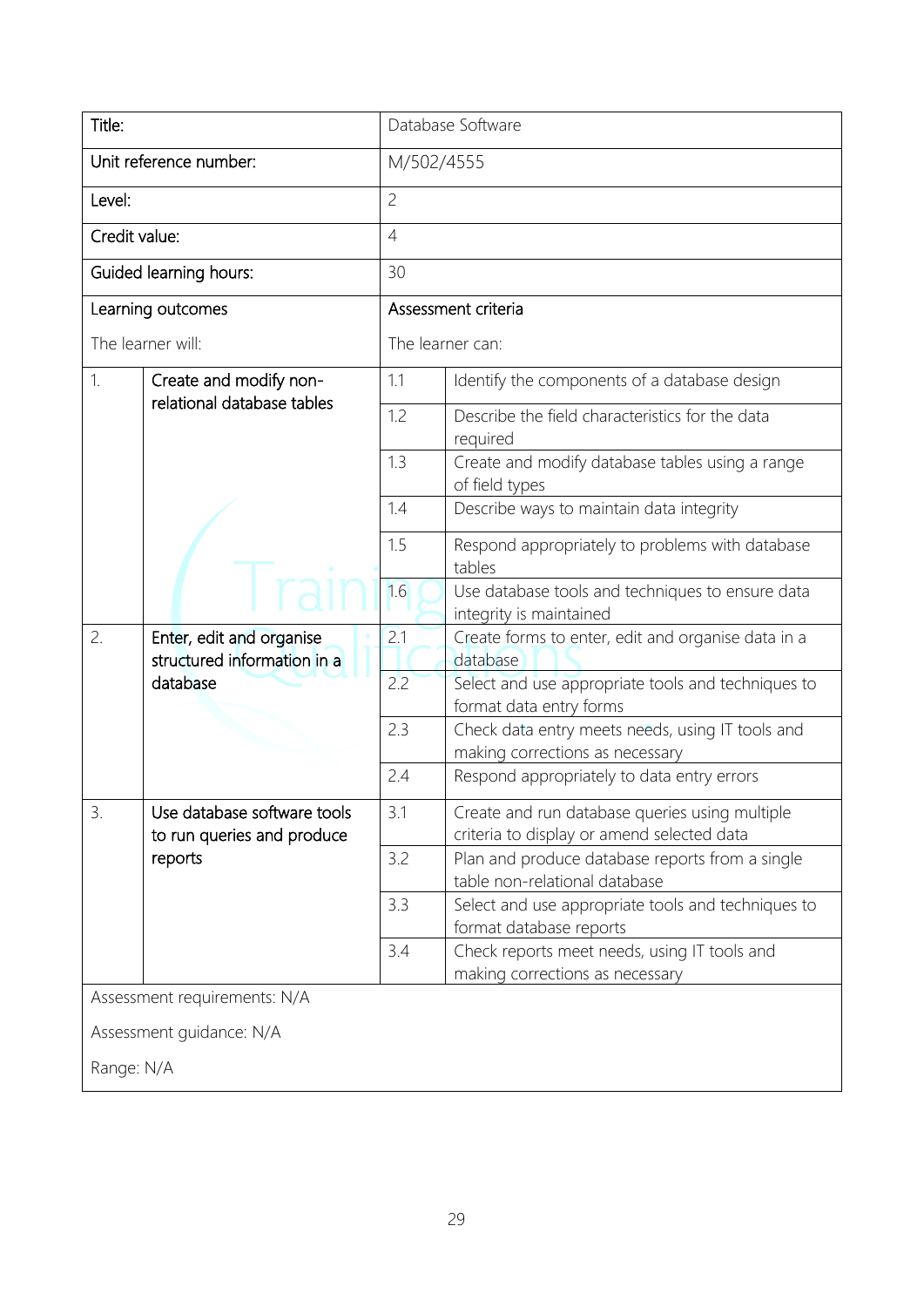| Title: | | Database Software | |
|---|---|---|---|
| Unit reference number: | | M/502/4555 | |
| Level: | | 2 | |
| Credit value: | | 4 | |
| Guided learning hours: | | 30 | |
| Learning outcomes<br><br>The learner will: | | Assessment criteria<br><br>The learner can: | |
| 1. | Create and modify non-relational database tables | 1.1 | Identify the components of a database design |
| | | 1.2 | Describe the field characteristics for the data required |
| | | 1.3 | Create and modify database tables using a range of field types |
| | | 1.4 | Describe ways to maintain data integrity |
| | | 1.5 | Respond appropriately to problems with database tables |
| | | 1.6 | Use database tools and techniques to ensure data integrity is maintained |
| 2. | Enter, edit and organise structured information in a database | 2.1 | Create forms to enter, edit and organise data in a database |
| | | 2.2 | Select and use appropriate tools and techniques to format data entry forms |
| | | 2.3 | Check data entry meets needs, using IT tools and making corrections as necessary |
| | | 2.4 | Respond appropriately to data entry errors |
| 3. | Use database software tools to run queries and produce reports | 3.1 | Create and run database queries using multiple criteria to display or amend selected data |
| | | 3.2 | Plan and produce database reports from a single table non-relational database |
| | | 3.3 | Select and use appropriate tools and techniques to format database reports |
| | | 3.4 | Check reports meet needs, using IT tools and making corrections as necessary |
| Assessment requirements: N/A<br><br>Assessment guidance: N/A<br><br>Range: N/A | | | |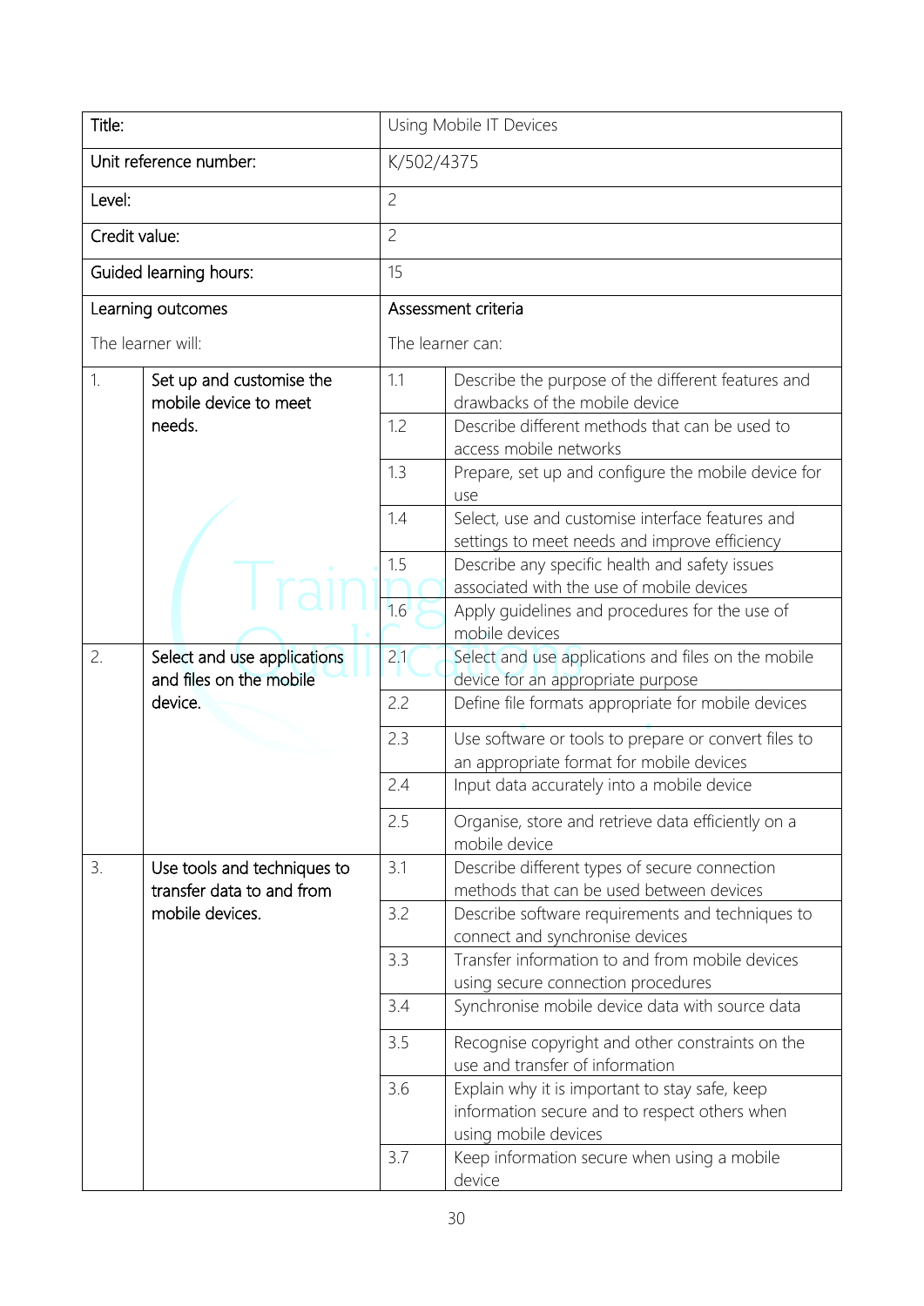| Title: | | Using Mobile IT Devices | |
|---|---|---|---|
| Unit reference number: | | K/502/4375 | |
| Level: | | 2 | |
| Credit value: | | 2 | |
| Guided learning hours: | | 15 | |
| Learning outcomes<br><br>The learner will: | | Assessment criteria<br><br>The learner can: | |
| 1. | Set up and customise the mobile device to meet needs. | 1.1 | Describe the purpose of the different features and drawbacks of the mobile device |
| | | 1.2 | Describe different methods that can be used to access mobile networks |
| | | 1.3 | Prepare, set up and configure the mobile device for use |
| | | 1.4 | Select, use and customise interface features and settings to meet needs and improve efficiency |
| | | 1.5 | Describe any specific health and safety issues associated with the use of mobile devices |
| | | 1.6 | Apply guidelines and procedures for the use of mobile devices |
| 2. | Select and use applications and files on the mobile device. | 2.1 | Select and use applications and files on the mobile device for an appropriate purpose |
| | | 2.2 | Define file formats appropriate for mobile devices |
| | | 2.3 | Use software or tools to prepare or convert files to an appropriate format for mobile devices |
| | | 2.4 | Input data accurately into a mobile device |
| | | 2.5 | Organise, store and retrieve data efficiently on a mobile device |
| 3. | Use tools and techniques to transfer data to and from mobile devices. | 3.1 | Describe different types of secure connection methods that can be used between devices |
| | | 3.2 | Describe software requirements and techniques to connect and synchronise devices |
| | | 3.3 | Transfer information to and from mobile devices using secure connection procedures |
| | | 3.4 | Synchronise mobile device data with source data |
| | | 3.5 | Recognise copyright and other constraints on the use and transfer of information |
| | | 3.6 | Explain why it is important to stay safe, keep information secure and to respect others when using mobile devices |
| | | 3.7 | Keep information secure when using a mobile device |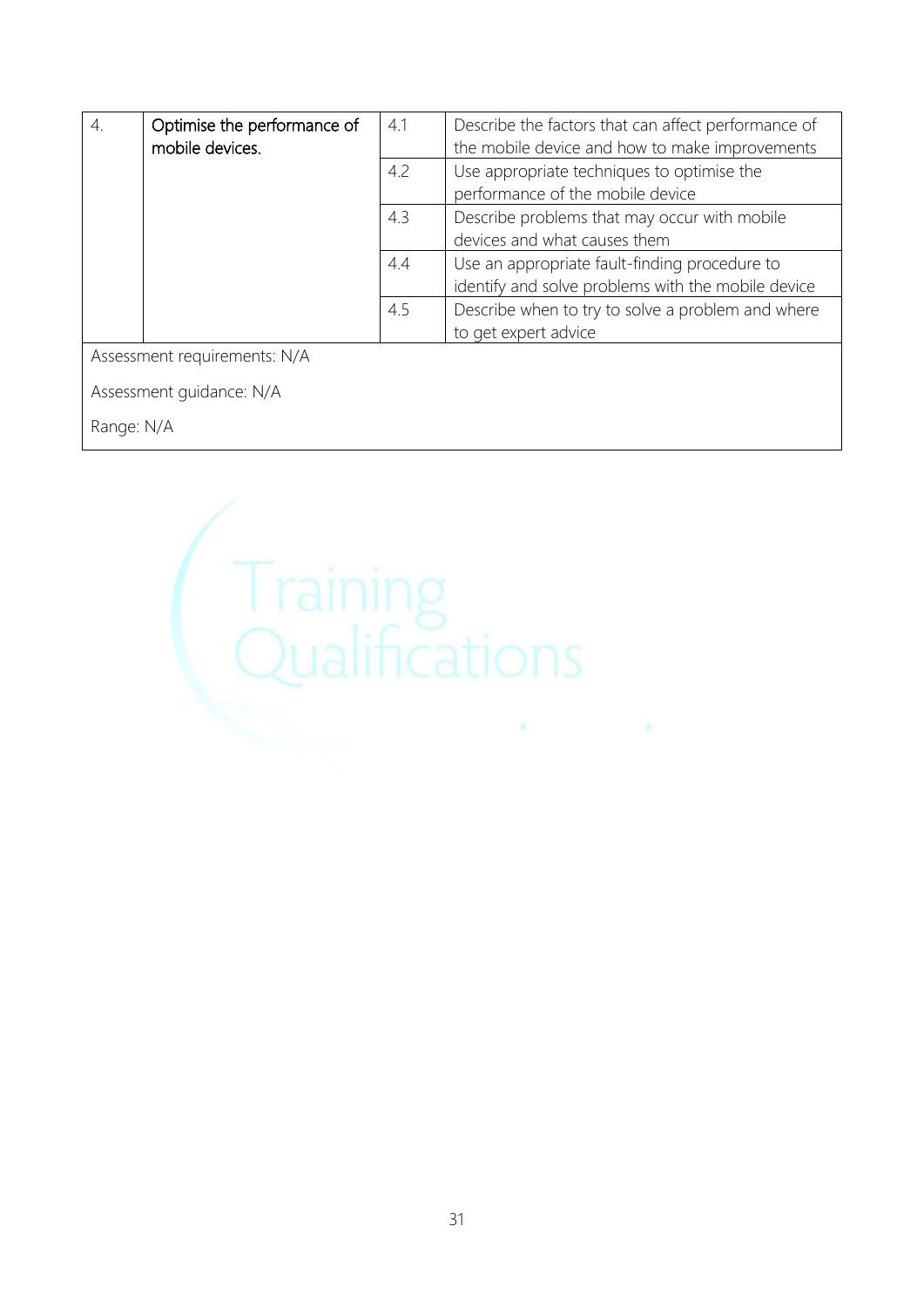| 4. | Optimise the performance of mobile devices. | 4.1 | Describe the factors that can affect performance of the mobile device and how to make improvements |
|---|---|---|---|
| | | 4.2 | Use appropriate techniques to optimise the performance of the mobile device |
| | | 4.3 | Describe problems that may occur with mobile devices and what causes them |
| | | 4.4 | Use an appropriate fault-finding procedure to identify and solve problems with the mobile device |
| | | 4.5 | Describe when to try to solve a problem and where to get expert advice |

Assessment requirements: N/A

Assessment guidance: N/A

Range: N/A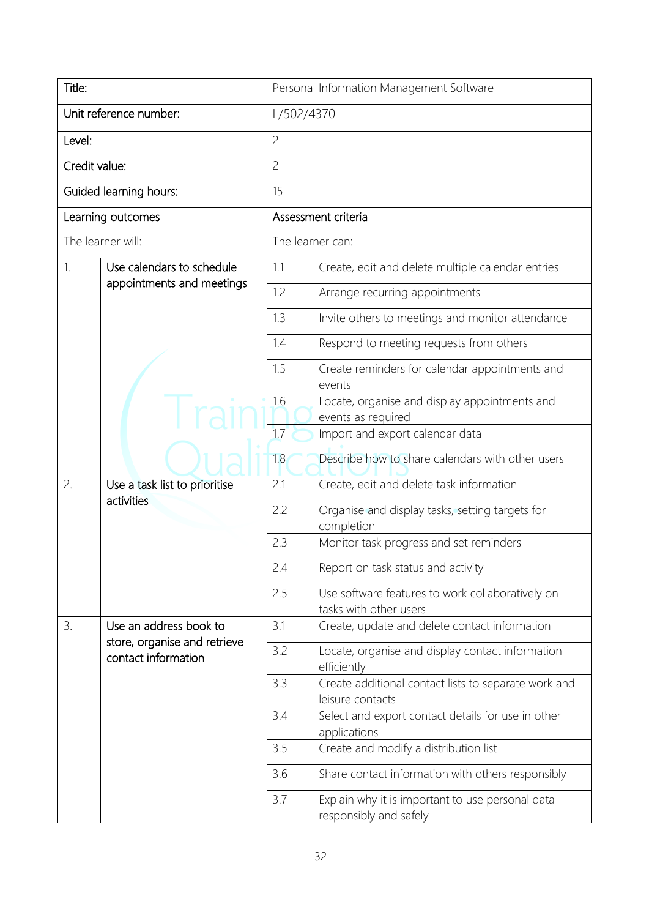| Title: | | Personal Information Management Software | |
|---|---|---|---|
| Unit reference number: | | L/502/4370 | |
| Level: | | 2 | |
| Credit value: | | 2 | |
| Guided learning hours: | | 15 | |
| Learning outcomes<br><br>The learner will: | | Assessment criteria<br><br>The learner can: | |
| 1. | Use calendars to schedule appointments and meetings | 1.1 | Create, edit and delete multiple calendar entries |
| | | 1.2 | Arrange recurring appointments |
| | | 1.3 | Invite others to meetings and monitor attendance |
| | | 1.4 | Respond to meeting requests from others |
| | | 1.5 | Create reminders for calendar appointments and events |
| | | 1.6 | Locate, organise and display appointments and events as required |
| | | 1.7 | Import and export calendar data |
| | | 1.8 | Describe how to share calendars with other users |
| 2. | Use a task list to prioritise activities | 2.1 | Create, edit and delete task information |
| | | 2.2 | Organise and display tasks, setting targets for completion |
| | | 2.3 | Monitor task progress and set reminders |
| | | 2.4 | Report on task status and activity |
| | | 2.5 | Use software features to work collaboratively on tasks with other users |
| 3. | Use an address book to store, organise and retrieve contact information | 3.1 | Create, update and delete contact information |
| | | 3.2 | Locate, organise and display contact information efficiently |
| | | 3.3 | Create additional contact lists to separate work and leisure contacts |
| | | 3.4 | Select and export contact details for use in other applications |
| | | 3.5 | Create and modify a distribution list |
| | | 3.6 | Share contact information with others responsibly |
| | | 3.7 | Explain why it is important to use personal data responsibly and safely |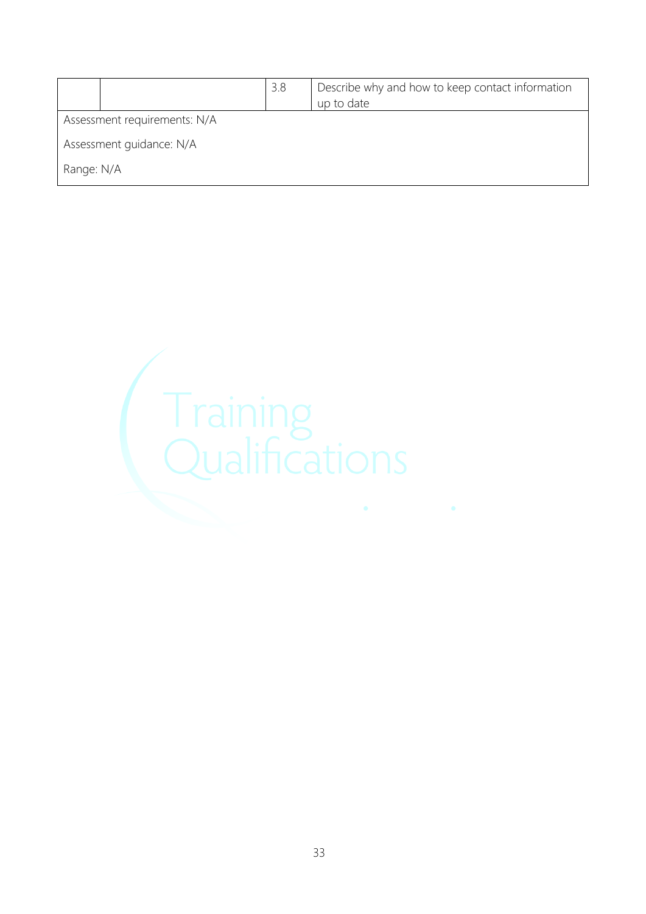| | | | |
|---|---|---|---|
| | | 3.8 | Describe why and how to keep contact information up to date |

Assessment requirements: N/A

Assessment guidance: N/A

Range: N/A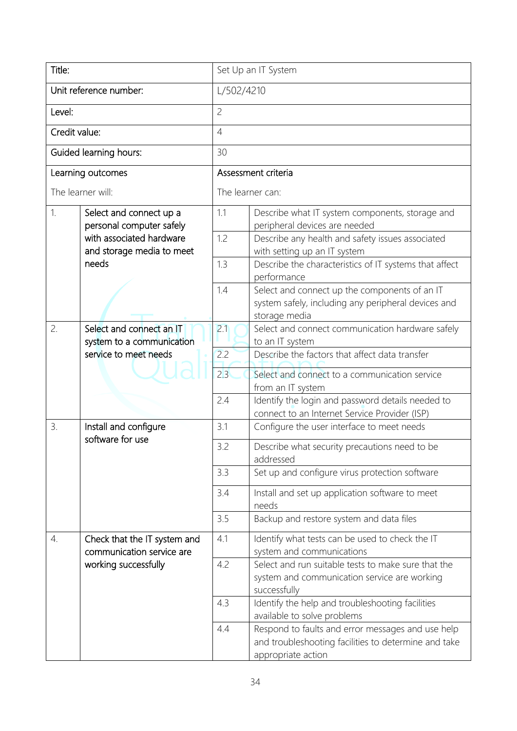| Title: | Set Up an IT System | | |
|---|---|---|---|
| Unit reference number: | L/502/4210 | | |
| Level: | 2 | | |
| Credit value: | 4 | | |
| Guided learning hours: | 30 | | |
| **Learning outcomes**<br><br>The learner will: | | **Assessment criteria**<br><br>The learner can: | |
| 1. | Select and connect up a personal computer safely with associated hardware and storage media to meet needs | 1.1 | Describe what IT system components, storage and peripheral devices are needed |
| | | 1.2 | Describe any health and safety issues associated with setting up an IT system |
| | | 1.3 | Describe the characteristics of IT systems that affect performance |
| | | 1.4 | Select and connect up the components of an IT system safely, including any peripheral devices and storage media |
| 2. | Select and connect an IT system to a communication service to meet needs | 2.1 | Select and connect communication hardware safely to an IT system |
| | | 2.2 | Describe the factors that affect data transfer |
| | | 2.3 | Select and connect to a communication service from an IT system |
| | | 2.4 | Identify the login and password details needed to connect to an Internet Service Provider (ISP) |
| 3. | Install and configure software for use | 3.1 | Configure the user interface to meet needs |
| | | 3.2 | Describe what security precautions need to be addressed |
| | | 3.3 | Set up and configure virus protection software |
| | | 3.4 | Install and set up application software to meet needs |
| | | 3.5 | Backup and restore system and data files |
| 4. | Check that the IT system and communication service are working successfully | 4.1 | Identify what tests can be used to check the IT system and communications |
| | | 4.2 | Select and run suitable tests to make sure that the system and communication service are working successfully |
| | | 4.3 | Identify the help and troubleshooting facilities available to solve problems |
| | | 4.4 | Respond to faults and error messages and use help and troubleshooting facilities to determine and take appropriate action |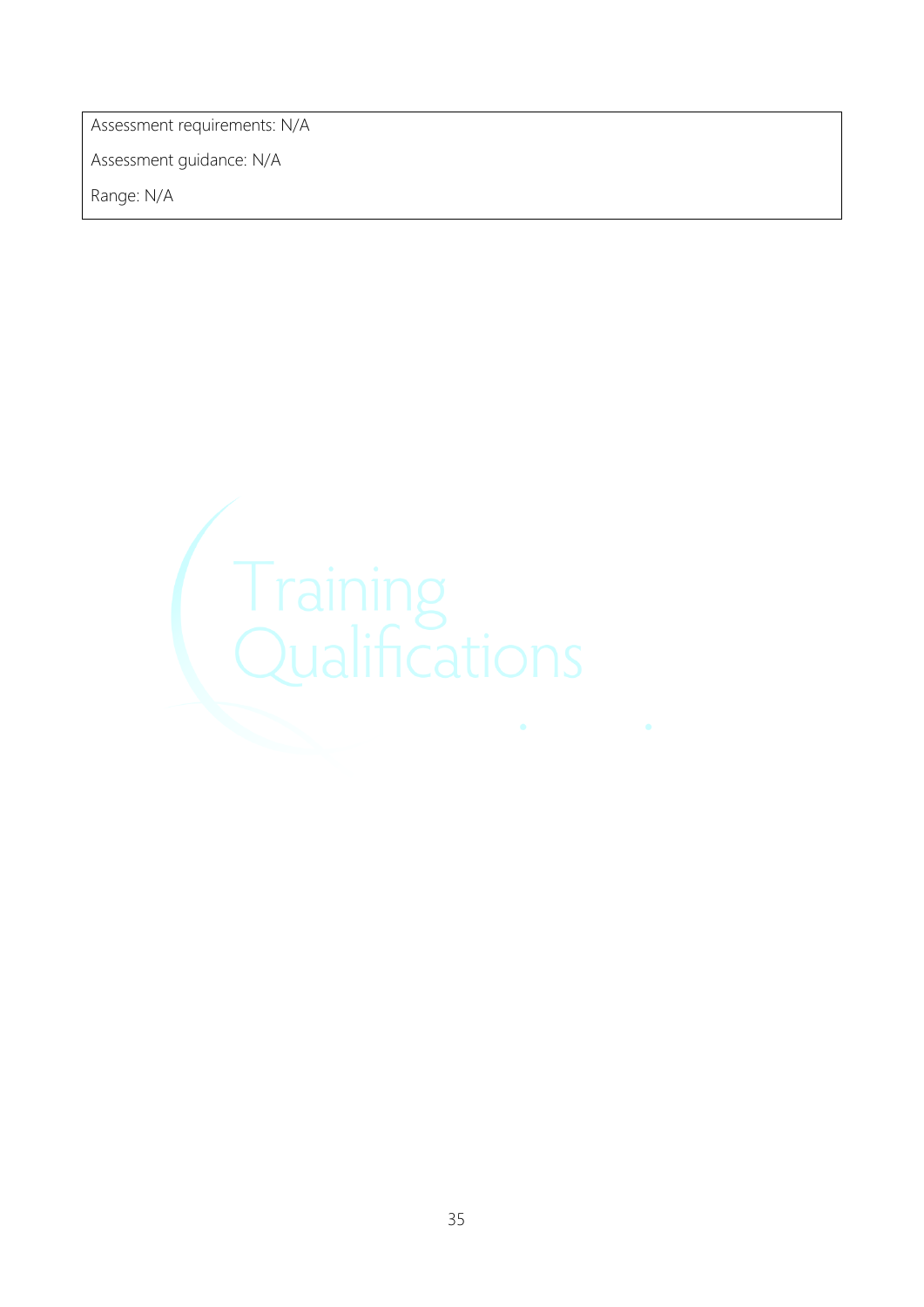Assessment requirements: N/A

Assessment guidance: N/A

Range: N/A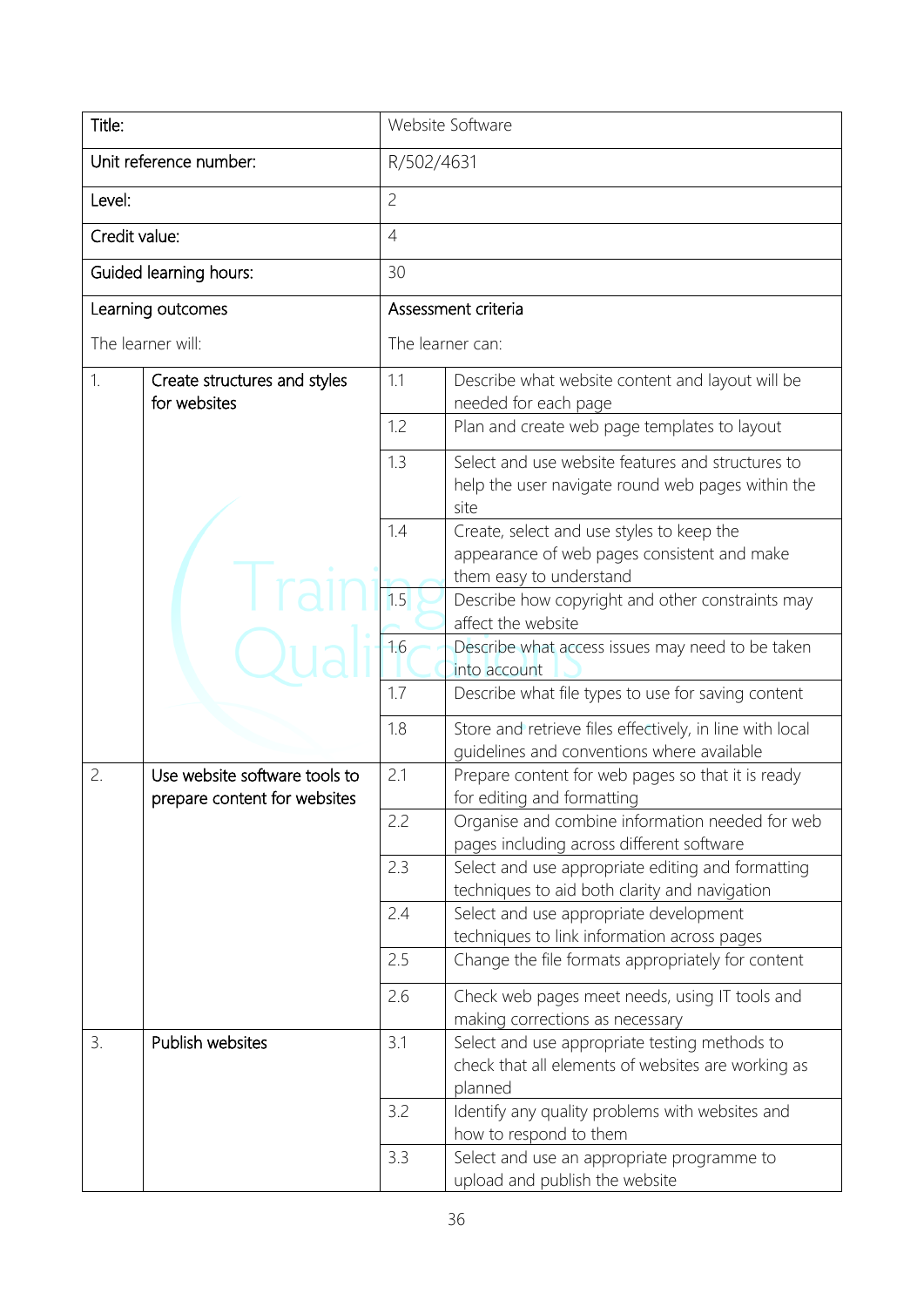| Title: | | Website Software | |
|---|---|---|---|
| Unit reference number: | | R/502/4631 | |
| Level: | | 2 | |
| Credit value: | | 4 | |
| Guided learning hours: | | 30 | |
| Learning outcomes<br><br>The learner will: | | Assessment criteria<br><br>The learner can: | |
| 1. | Create structures and styles for websites | 1.1 | Describe what website content and layout will be needed for each page |
| | | 1.2 | Plan and create web page templates to layout |
| | | 1.3 | Select and use website features and structures to help the user navigate round web pages within the site |
| | | 1.4 | Create, select and use styles to keep the appearance of web pages consistent and make them easy to understand |
| | | 1.5 | Describe how copyright and other constraints may affect the website |
| | | 1.6 | Describe what access issues may need to be taken into account |
| | | 1.7 | Describe what file types to use for saving content |
| | | 1.8 | Store and retrieve files effectively, in line with local guidelines and conventions where available |
| 2. | Use website software tools to prepare content for websites | 2.1 | Prepare content for web pages so that it is ready for editing and formatting |
| | | 2.2 | Organise and combine information needed for web pages including across different software |
| | | 2.3 | Select and use appropriate editing and formatting techniques to aid both clarity and navigation |
| | | 2.4 | Select and use appropriate development techniques to link information across pages |
| | | 2.5 | Change the file formats appropriately for content |
| | | 2.6 | Check web pages meet needs, using IT tools and making corrections as necessary |
| 3. | Publish websites | 3.1 | Select and use appropriate testing methods to check that all elements of websites are working as planned |
| | | 3.2 | Identify any quality problems with websites and how to respond to them |
| | | 3.3 | Select and use an appropriate programme to upload and publish the website |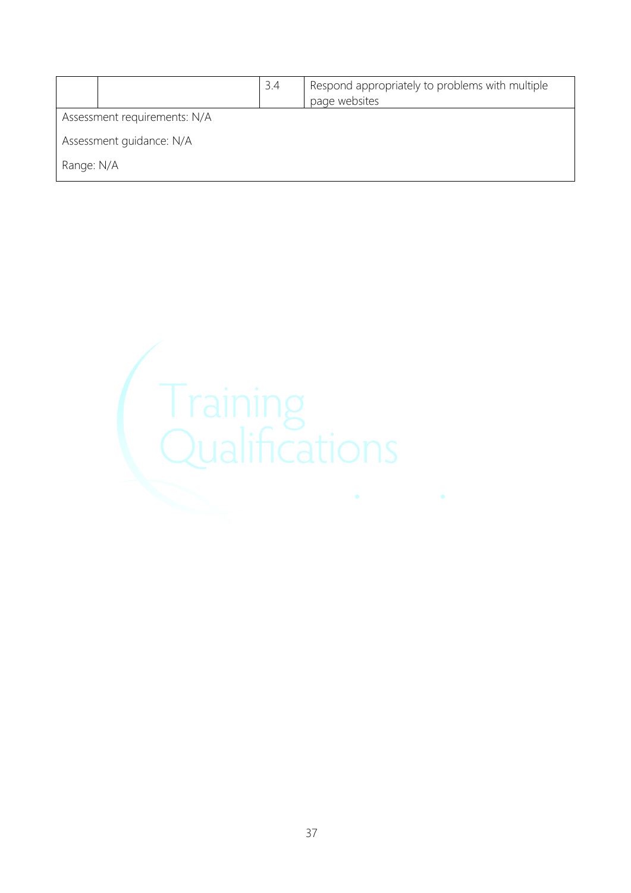| | | | |
|---|---|---|---|
| | | 3.4 | Respond appropriately to problems with multiple page websites |

Assessment requirements: N/A

Assessment guidance: N/A

Range: N/A